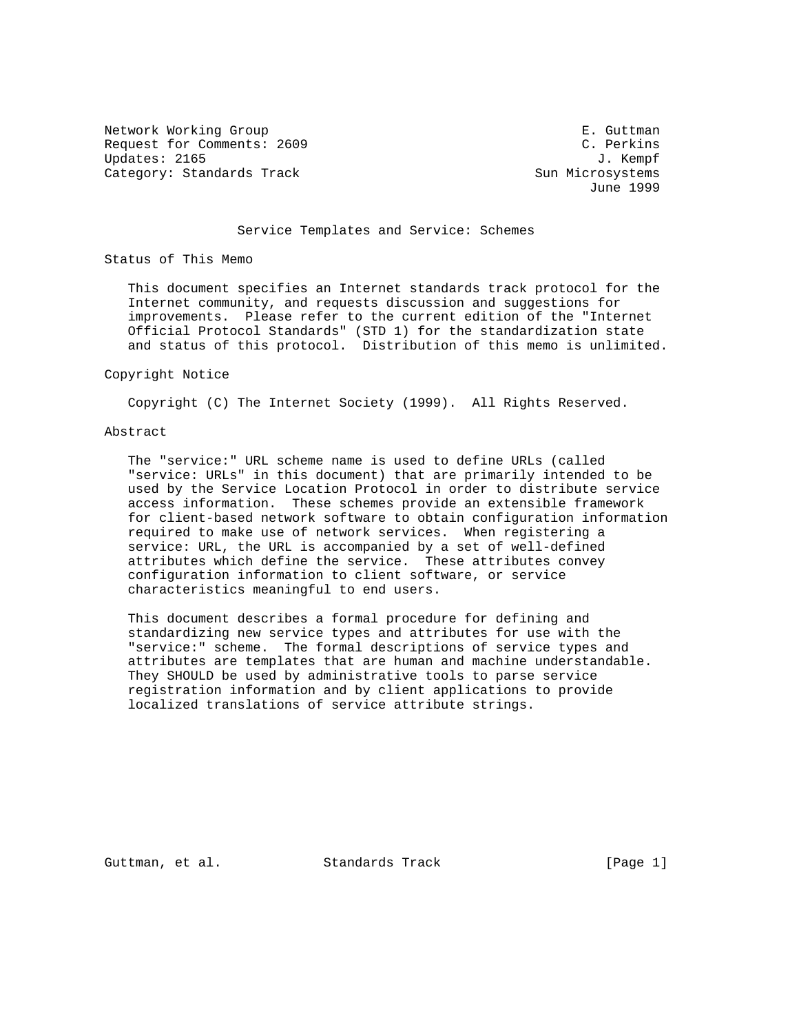Network Working Group E. Guttman
Request for Comments: 2609 C. Perkins
Updates: 2165 J. Kempf
Category: Standards Track Sun Microsystems
June 1999

# Service Templates and Service: Schemes

## Status of This Memo

This document specifies an Internet standards track protocol for the Internet community, and requests discussion and suggestions for improvements. Please refer to the current edition of the "Internet Official Protocol Standards" (STD 1) for the standardization state and status of this protocol. Distribution of this memo is unlimited.

## Copyright Notice

Copyright (C) The Internet Society (1999). All Rights Reserved.

## Abstract

The "service:" URL scheme name is used to define URLs (called "service: URLs" in this document) that are primarily intended to be used by the Service Location Protocol in order to distribute service access information. These schemes provide an extensible framework for client-based network software to obtain configuration information required to make use of network services. When registering a service: URL, the URL is accompanied by a set of well-defined attributes which define the service. These attributes convey configuration information to client software, or service characteristics meaningful to end users.

This document describes a formal procedure for defining and standardizing new service types and attributes for use with the "service:" scheme. The formal descriptions of service types and attributes are templates that are human and machine understandable. They SHOULD be used by administrative tools to parse service registration information and by client applications to provide localized translations of service attribute strings.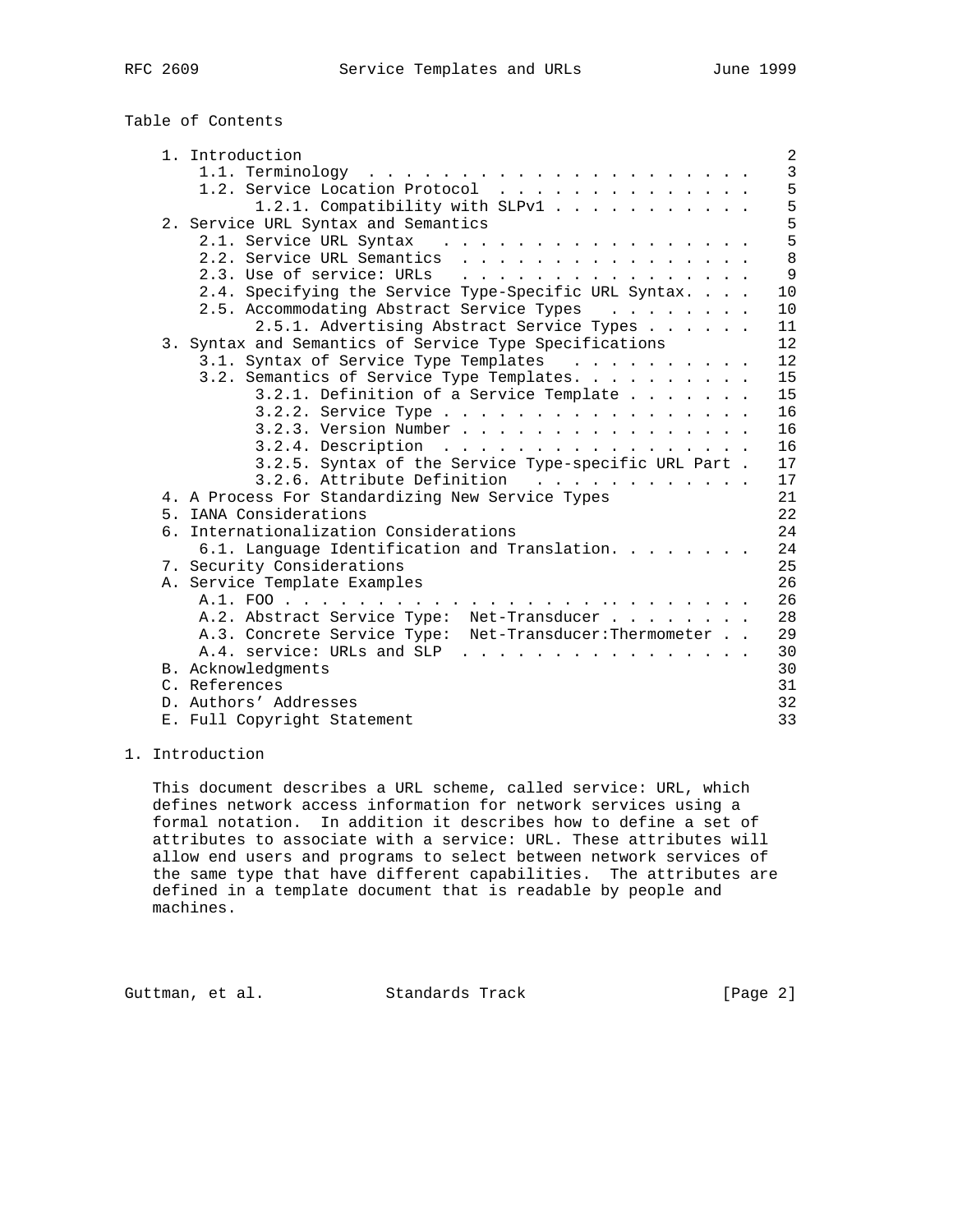Table of Contents

```
   1. Introduction                                                    2
      1.1. Terminology . . . . . . . . . . . . . . . . . . . . . .    3
      1.2. Service Location Protocol  . . . . . . . . . . . . . .     5
            1.2.1. Compatibility with SLPv1 . . . . . . . . . . .     5
   2. Service URL Syntax and Semantics                                5
      2.1. Service URL Syntax  . . . . . . . . . . . . . . . . .      5
      2.2. Service URL Semantics  . . . . . . . . . . . . . . . .     8
      2.3. Use of service: URLs  . . . . . . . . . . . . . . . .      9
      2.4. Specifying the Service Type-Specific URL Syntax. . . .    10
      2.5. Accommodating Abstract Service Types  . . . . . . . .     10
            2.5.1. Advertising Abstract Service Types . . . . . .    11
   3. Syntax and Semantics of Service Type Specifications            12
      3.1. Syntax of Service Type Templates  . . . . . . . . . .     12
      3.2. Semantics of Service Type Templates. . . . . . . . . .    15
            3.2.1. Definition of a Service Template . . . . . . .    15
            3.2.2. Service Type . . . . . . . . . . . . . . . . .    16
            3.2.3. Version Number . . . . . . . . . . . . . . . .    16
            3.2.4. Description  . . . . . . . . . . . . . . . . .    16
            3.2.5. Syntax of the Service Type-specific URL Part .    17
            3.2.6. Attribute Definition  . . . . . . . . . . . .     17
   4. A Process For Standardizing New Service Types                  21
   5. IANA Considerations                                            22
   6. Internationalization Considerations                            24
      6.1. Language Identification and Translation. . . . . . . .    24
   7. Security Considerations                                        25
   A. Service Template Examples                                      26
      A.1. FOO . . . . . . . . . . . . . . . . . . . . . . . . . .   26
      A.2. Abstract Service Type:  Net-Transducer . . . . . . . .    28
      A.3. Concrete Service Type:  Net-Transducer:Thermometer . .    29
      A.4. service: URLs and SLP  . . . . . . . . . . . . . . . .    30
   B. Acknowledgments                                                30
   C. References                                                     31
   D. Authors' Addresses                                             32
   E. Full Copyright Statement                                       33
```

# 1. Introduction

This document describes a URL scheme, called service: URL, which defines network access information for network services using a formal notation. In addition it describes how to define a set of attributes to associate with a service: URL. These attributes will allow end users and programs to select between network services of the same type that have different capabilities. The attributes are defined in a template document that is readable by people and machines.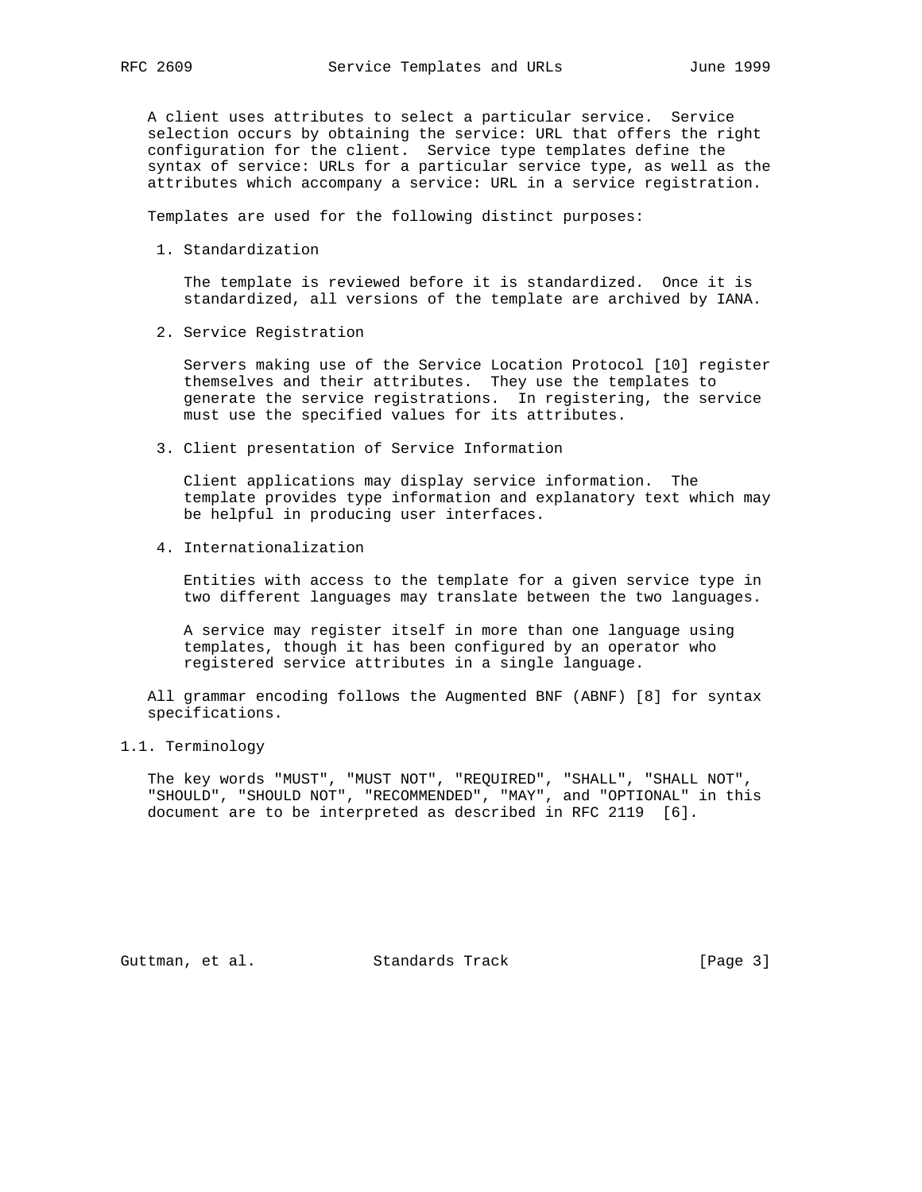A client uses attributes to select a particular service. Service selection occurs by obtaining the service: URL that offers the right configuration for the client. Service type templates define the syntax of service: URLs for a particular service type, as well as the attributes which accompany a service: URL in a service registration.

Templates are used for the following distinct purposes:

1. Standardization

   The template is reviewed before it is standardized. Once it is standardized, all versions of the template are archived by IANA.

2. Service Registration

   Servers making use of the Service Location Protocol [10] register themselves and their attributes. They use the templates to generate the service registrations. In registering, the service must use the specified values for its attributes.

3. Client presentation of Service Information

   Client applications may display service information. The template provides type information and explanatory text which may be helpful in producing user interfaces.

4. Internationalization

   Entities with access to the template for a given service type in two different languages may translate between the two languages.

   A service may register itself in more than one language using templates, though it has been configured by an operator who registered service attributes in a single language.

All grammar encoding follows the Augmented BNF (ABNF) [8] for syntax specifications.

## 1.1. Terminology

The key words "MUST", "MUST NOT", "REQUIRED", "SHALL", "SHALL NOT", "SHOULD", "SHOULD NOT", "RECOMMENDED", "MAY", and "OPTIONAL" in this document are to be interpreted as described in RFC 2119 [6].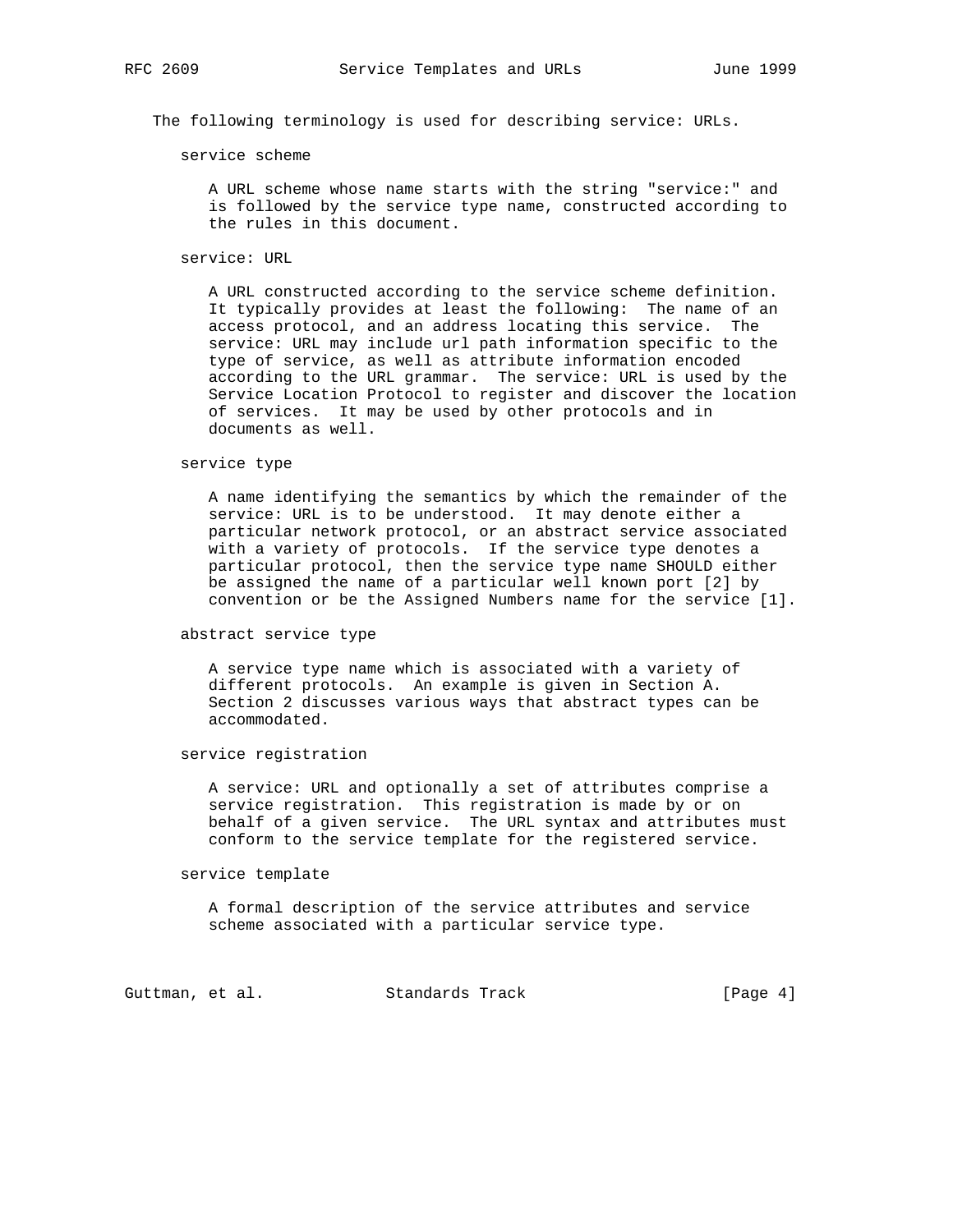The following terminology is used for describing service: URLs.

service scheme

A URL scheme whose name starts with the string "service:" and is followed by the service type name, constructed according to the rules in this document.

service: URL

A URL constructed according to the service scheme definition. It typically provides at least the following: The name of an access protocol, and an address locating this service. The service: URL may include url path information specific to the type of service, as well as attribute information encoded according to the URL grammar. The service: URL is used by the Service Location Protocol to register and discover the location of services. It may be used by other protocols and in documents as well.

service type

A name identifying the semantics by which the remainder of the service: URL is to be understood. It may denote either a particular network protocol, or an abstract service associated with a variety of protocols. If the service type denotes a particular protocol, then the service type name SHOULD either be assigned the name of a particular well known port [2] by convention or be the Assigned Numbers name for the service [1].

abstract service type

A service type name which is associated with a variety of different protocols. An example is given in Section A. Section 2 discusses various ways that abstract types can be accommodated.

service registration

A service: URL and optionally a set of attributes comprise a service registration. This registration is made by or on behalf of a given service. The URL syntax and attributes must conform to the service template for the registered service.

service template

A formal description of the service attributes and service scheme associated with a particular service type.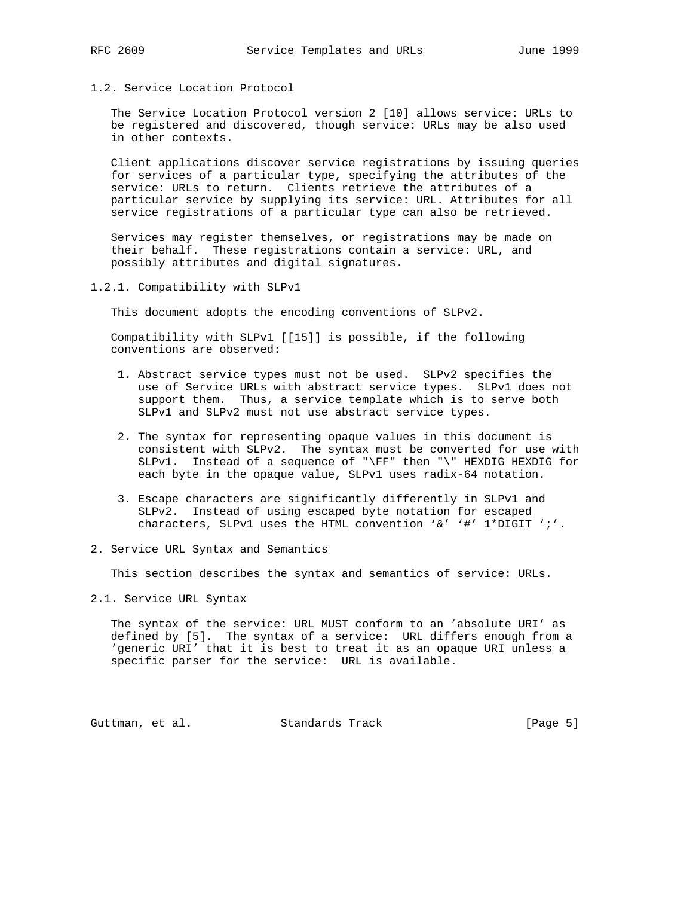## 1.2. Service Location Protocol

The Service Location Protocol version 2 [10] allows service: URLs to be registered and discovered, though service: URLs may be also used in other contexts.

Client applications discover service registrations by issuing queries for services of a particular type, specifying the attributes of the service: URLs to return. Clients retrieve the attributes of a particular service by supplying its service: URL. Attributes for all service registrations of a particular type can also be retrieved.

Services may register themselves, or registrations may be made on their behalf. These registrations contain a service: URL, and possibly attributes and digital signatures.

### 1.2.1. Compatibility with SLPv1

This document adopts the encoding conventions of SLPv2.

Compatibility with SLPv1 [[15]] is possible, if the following conventions are observed:

1. Abstract service types must not be used. SLPv2 specifies the use of Service URLs with abstract service types. SLPv1 does not support them. Thus, a service template which is to serve both SLPv1 and SLPv2 must not use abstract service types.

2. The syntax for representing opaque values in this document is consistent with SLPv2. The syntax must be converted for use with SLPv1. Instead of a sequence of "\FF" then "\" HEXDIG HEXDIG for each byte in the opaque value, SLPv1 uses radix-64 notation.

3. Escape characters are significantly differently in SLPv1 and SLPv2. Instead of using escaped byte notation for escaped characters, SLPv1 uses the HTML convention '&' '#' 1*DIGIT ';'.

## 2. Service URL Syntax and Semantics

This section describes the syntax and semantics of service: URLs.

## 2.1. Service URL Syntax

The syntax of the service: URL MUST conform to an 'absolute URI' as defined by [5]. The syntax of a service: URL differs enough from a 'generic URI' that it is best to treat it as an opaque URI unless a specific parser for the service: URL is available.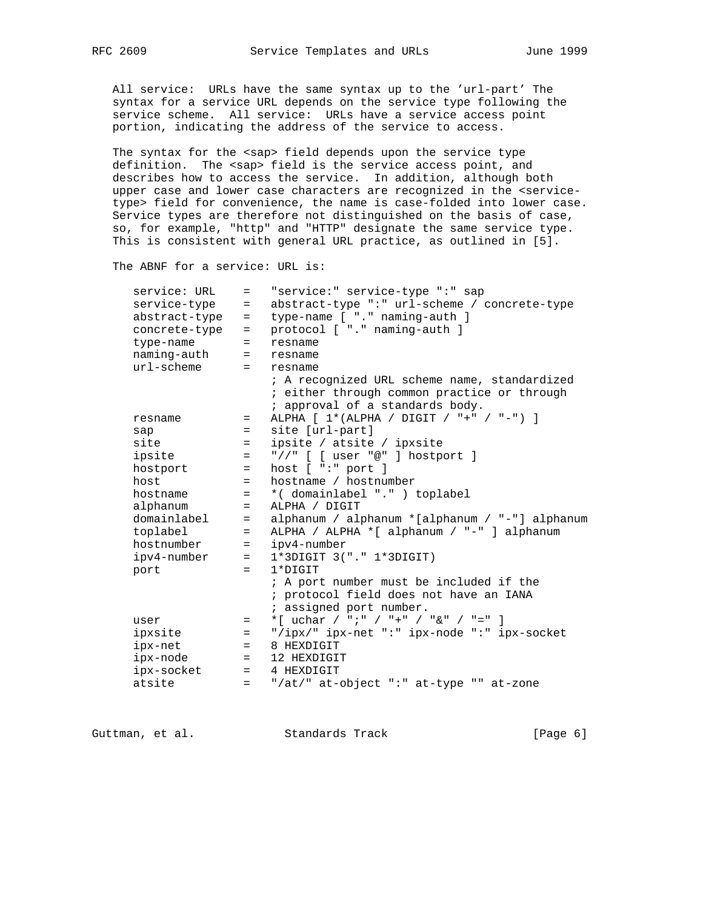All service: URLs have the same syntax up to the 'url-part' The syntax for a service URL depends on the service type following the service scheme. All service: URLs have a service access point portion, indicating the address of the service to access.

The syntax for the <sap> field depends upon the service type definition. The <sap> field is the service access point, and describes how to access the service. In addition, although both upper case and lower case characters are recognized in the <service-type> field for convenience, the name is case-folded into lower case. Service types are therefore not distinguished on the basis of case, so, for example, "http" and "HTTP" designate the same service type. This is consistent with general URL practice, as outlined in [5].

The ABNF for a service: URL is:

```
service: URL    =   "service:" service-type ":" sap
service-type    =   abstract-type ":" url-scheme / concrete-type
abstract-type   =   type-name [ "." naming-auth ]
concrete-type   =   protocol [ "." naming-auth ]
type-name       =   resname
naming-auth     =   resname
url-scheme      =   resname
                    ; A recognized URL scheme name, standardized
                    ; either through common practice or through
                    ; approval of a standards body.
resname         =   ALPHA [ 1*(ALPHA / DIGIT / "+" / "-") ]
sap             =   site [url-part]
site            =   ipsite / atsite / ipxsite
ipsite          =   "//" [ [ user "@" ] hostport ]
hostport        =   host [ ":" port ]
host            =   hostname / hostnumber
hostname        =   *( domainlabel "." ) toplabel
alphanum        =   ALPHA / DIGIT
domainlabel     =   alphanum / alphanum *[alphanum / "-"] alphanum
toplabel        =   ALPHA / ALPHA *[ alphanum / "-" ] alphanum
hostnumber      =   ipv4-number
ipv4-number     =   1*3DIGIT 3("." 1*3DIGIT)
port            =   1*DIGIT
                    ; A port number must be included if the
                    ; protocol field does not have an IANA
                    ; assigned port number.
user            =   *[ uchar / ";" / "+" / "&" / "=" ]
ipxsite         =   "/ipx/" ipx-net ":" ipx-node ":" ipx-socket
ipx-net         =   8 HEXDIGIT
ipx-node        =   12 HEXDIGIT
ipx-socket      =   4 HEXDIGIT
atsite          =   "/at/" at-object ":" at-type "" at-zone
```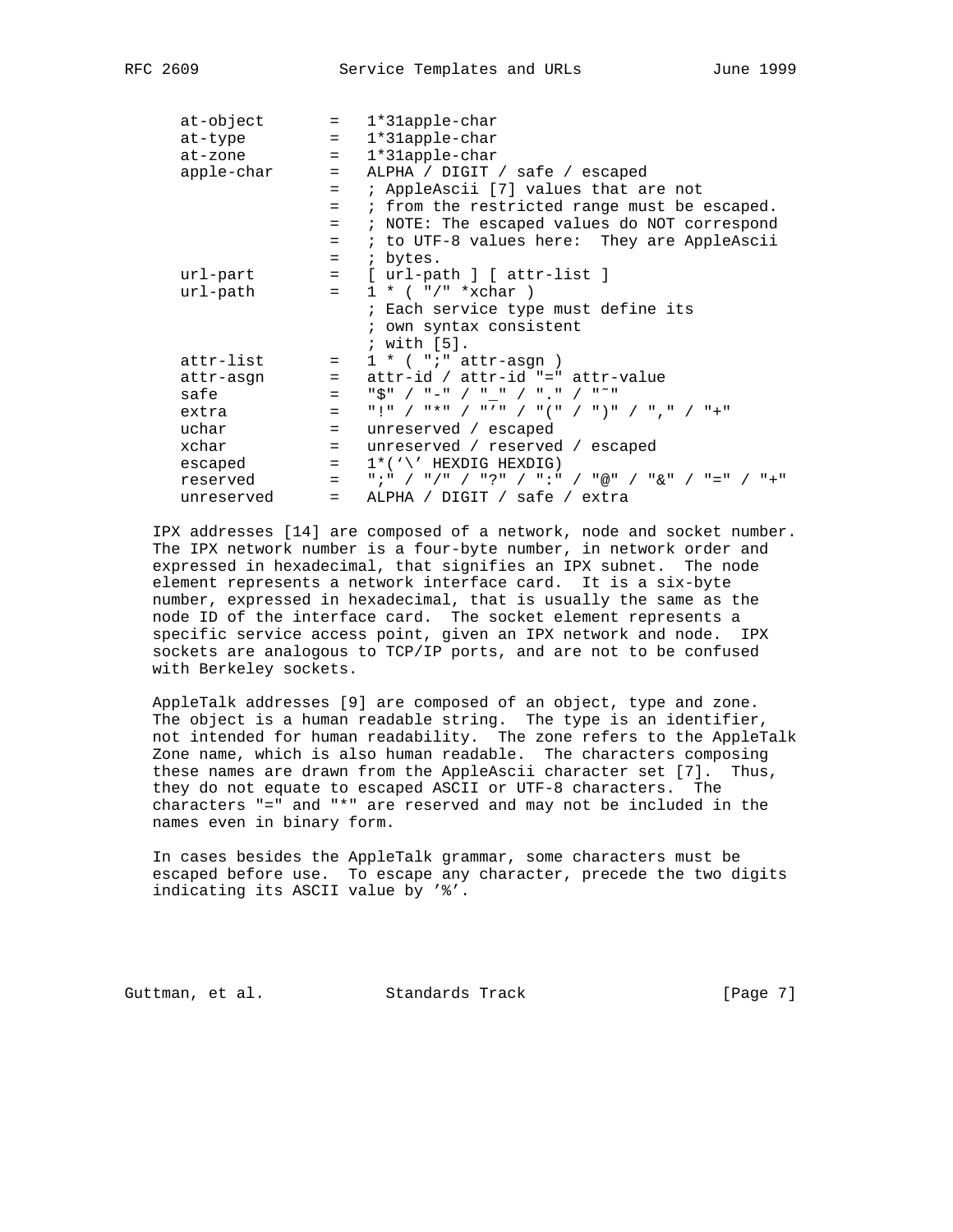```
   at-object       =   1*31apple-char
   at-type         =   1*31apple-char
   at-zone         =   1*31apple-char
   apple-char      =   ALPHA / DIGIT / safe / escaped
                   =   ; AppleAscii [7] values that are not
                   =   ; from the restricted range must be escaped.
                   =   ; NOTE: The escaped values do NOT correspond
                   =   ; to UTF-8 values here:  They are AppleAscii
                   =   ; bytes.
   url-part        =   [ url-path ] [ attr-list ]
   url-path        =   1 * ( "/" *xchar )
                       ; Each service type must define its
                       ; own syntax consistent
                       ; with [5].
   attr-list       =   1 * ( ";" attr-asgn )
   attr-asgn       =   attr-id / attr-id "=" attr-value
   safe            =   "$" / "-" / "_" / "." / "~"
   extra           =   "!" / "*" / "'" / "(" / ")" / "," / "+"
   uchar           =   unreserved / escaped
   xchar           =   unreserved / reserved / escaped
   escaped         =   1*('\' HEXDIG HEXDIG)
   reserved        =   ";" / "/" / "?" / ":" / "@" / "&" / "=" / "+"
   unreserved      =   ALPHA / DIGIT / safe / extra
```

IPX addresses [14] are composed of a network, node and socket number. The IPX network number is a four-byte number, in network order and expressed in hexadecimal, that signifies an IPX subnet. The node element represents a network interface card. It is a six-byte number, expressed in hexadecimal, that is usually the same as the node ID of the interface card. The socket element represents a specific service access point, given an IPX network and node. IPX sockets are analogous to TCP/IP ports, and are not to be confused with Berkeley sockets.

AppleTalk addresses [9] are composed of an object, type and zone. The object is a human readable string. The type is an identifier, not intended for human readability. The zone refers to the AppleTalk Zone name, which is also human readable. The characters composing these names are drawn from the AppleAscii character set [7]. Thus, they do not equate to escaped ASCII or UTF-8 characters. The characters "=" and "*" are reserved and may not be included in the names even in binary form.

In cases besides the AppleTalk grammar, some characters must be escaped before use. To escape any character, precede the two digits indicating its ASCII value by '%'.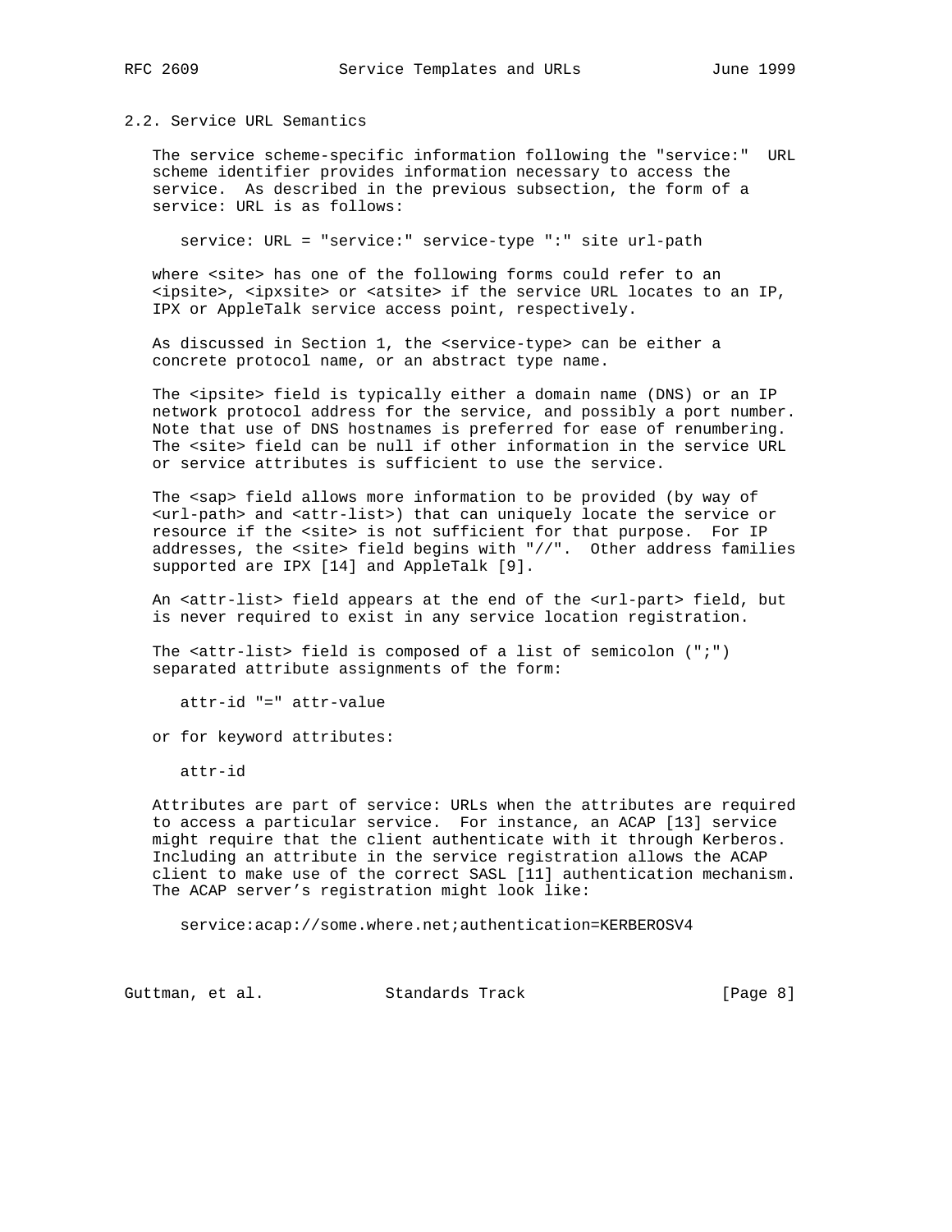## 2.2. Service URL Semantics

The service scheme-specific information following the "service:" URL scheme identifier provides information necessary to access the service. As described in the previous subsection, the form of a service: URL is as follows:

```
service: URL = "service:" service-type ":" site url-path
```

where <site> has one of the following forms could refer to an <ipsite>, <ipxsite> or <atsite> if the service URL locates to an IP, IPX or AppleTalk service access point, respectively.

As discussed in Section 1, the <service-type> can be either a concrete protocol name, or an abstract type name.

The <ipsite> field is typically either a domain name (DNS) or an IP network protocol address for the service, and possibly a port number. Note that use of DNS hostnames is preferred for ease of renumbering. The <site> field can be null if other information in the service URL or service attributes is sufficient to use the service.

The <sap> field allows more information to be provided (by way of <url-path> and <attr-list>) that can uniquely locate the service or resource if the <site> is not sufficient for that purpose. For IP addresses, the <site> field begins with "//". Other address families supported are IPX [14] and AppleTalk [9].

An <attr-list> field appears at the end of the <url-part> field, but is never required to exist in any service location registration.

The <attr-list> field is composed of a list of semicolon (";") separated attribute assignments of the form:

```
attr-id "=" attr-value
```

or for keyword attributes:

```
attr-id
```

Attributes are part of service: URLs when the attributes are required to access a particular service. For instance, an ACAP [13] service might require that the client authenticate with it through Kerberos. Including an attribute in the service registration allows the ACAP client to make use of the correct SASL [11] authentication mechanism. The ACAP server's registration might look like:

```
service:acap://some.where.net;authentication=KERBEROSV4
```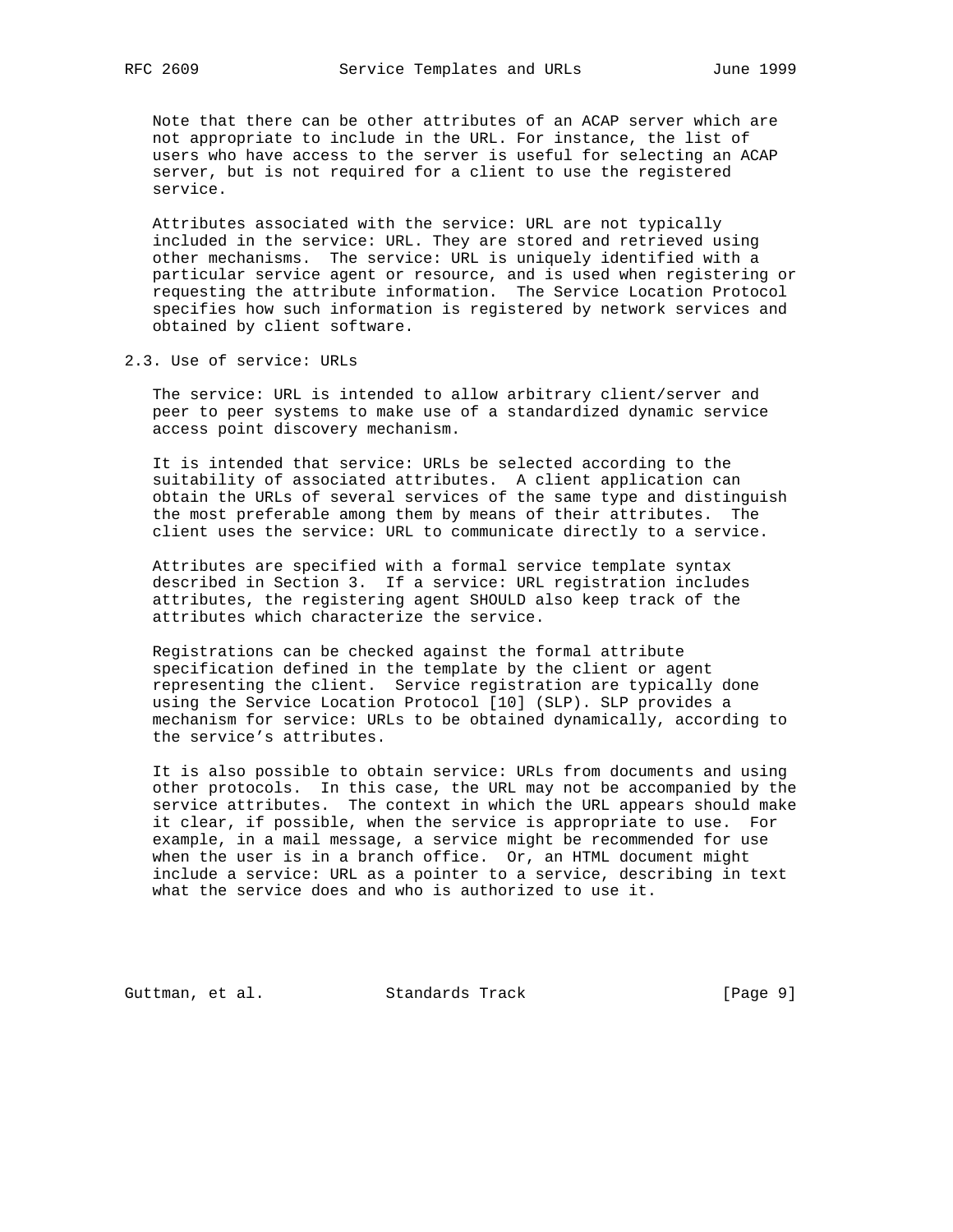Note that there can be other attributes of an ACAP server which are not appropriate to include in the URL. For instance, the list of users who have access to the server is useful for selecting an ACAP server, but is not required for a client to use the registered service.

Attributes associated with the service: URL are not typically included in the service: URL. They are stored and retrieved using other mechanisms. The service: URL is uniquely identified with a particular service agent or resource, and is used when registering or requesting the attribute information. The Service Location Protocol specifies how such information is registered by network services and obtained by client software.

## 2.3. Use of service: URLs

The service: URL is intended to allow arbitrary client/server and peer to peer systems to make use of a standardized dynamic service access point discovery mechanism.

It is intended that service: URLs be selected according to the suitability of associated attributes. A client application can obtain the URLs of several services of the same type and distinguish the most preferable among them by means of their attributes. The client uses the service: URL to communicate directly to a service.

Attributes are specified with a formal service template syntax described in Section 3. If a service: URL registration includes attributes, the registering agent SHOULD also keep track of the attributes which characterize the service.

Registrations can be checked against the formal attribute specification defined in the template by the client or agent representing the client. Service registration are typically done using the Service Location Protocol [10] (SLP). SLP provides a mechanism for service: URLs to be obtained dynamically, according to the service's attributes.

It is also possible to obtain service: URLs from documents and using other protocols. In this case, the URL may not be accompanied by the service attributes. The context in which the URL appears should make it clear, if possible, when the service is appropriate to use. For example, in a mail message, a service might be recommended for use when the user is in a branch office. Or, an HTML document might include a service: URL as a pointer to a service, describing in text what the service does and who is authorized to use it.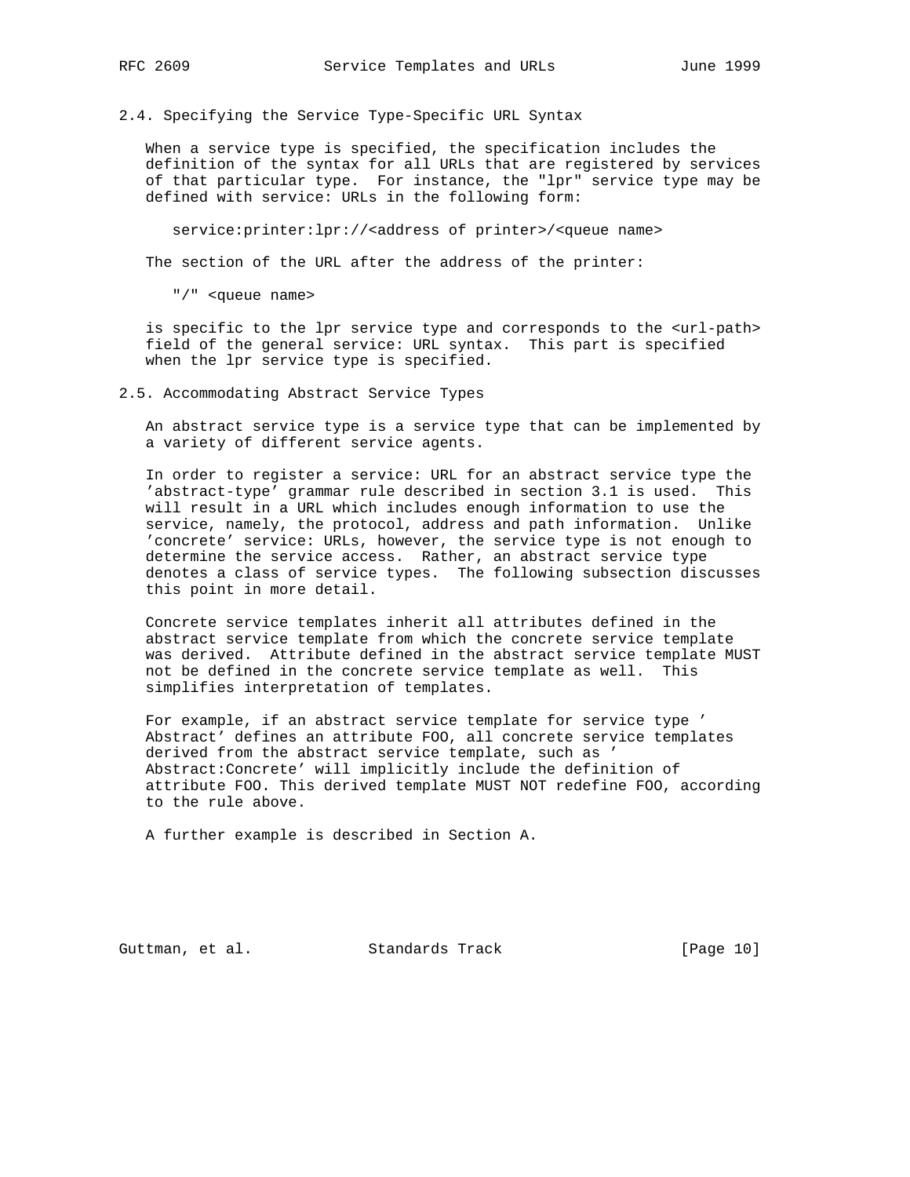## 2.4. Specifying the Service Type-Specific URL Syntax

When a service type is specified, the specification includes the definition of the syntax for all URLs that are registered by services of that particular type. For instance, the "lpr" service type may be defined with service: URLs in the following form:

```
service:printer:lpr://<address of printer>/<queue name>
```

The section of the URL after the address of the printer:

```
"/" <queue name>
```

is specific to the lpr service type and corresponds to the <url-path> field of the general service: URL syntax. This part is specified when the lpr service type is specified.

## 2.5. Accommodating Abstract Service Types

An abstract service type is a service type that can be implemented by a variety of different service agents.

In order to register a service: URL for an abstract service type the 'abstract-type' grammar rule described in section 3.1 is used. This will result in a URL which includes enough information to use the service, namely, the protocol, address and path information. Unlike 'concrete' service: URLs, however, the service type is not enough to determine the service access. Rather, an abstract service type denotes a class of service types. The following subsection discusses this point in more detail.

Concrete service templates inherit all attributes defined in the abstract service template from which the concrete service template was derived. Attribute defined in the abstract service template MUST not be defined in the concrete service template as well. This simplifies interpretation of templates.

For example, if an abstract service template for service type ' Abstract' defines an attribute FOO, all concrete service templates derived from the abstract service template, such as ' Abstract:Concrete' will implicitly include the definition of attribute FOO. This derived template MUST NOT redefine FOO, according to the rule above.

A further example is described in Section A.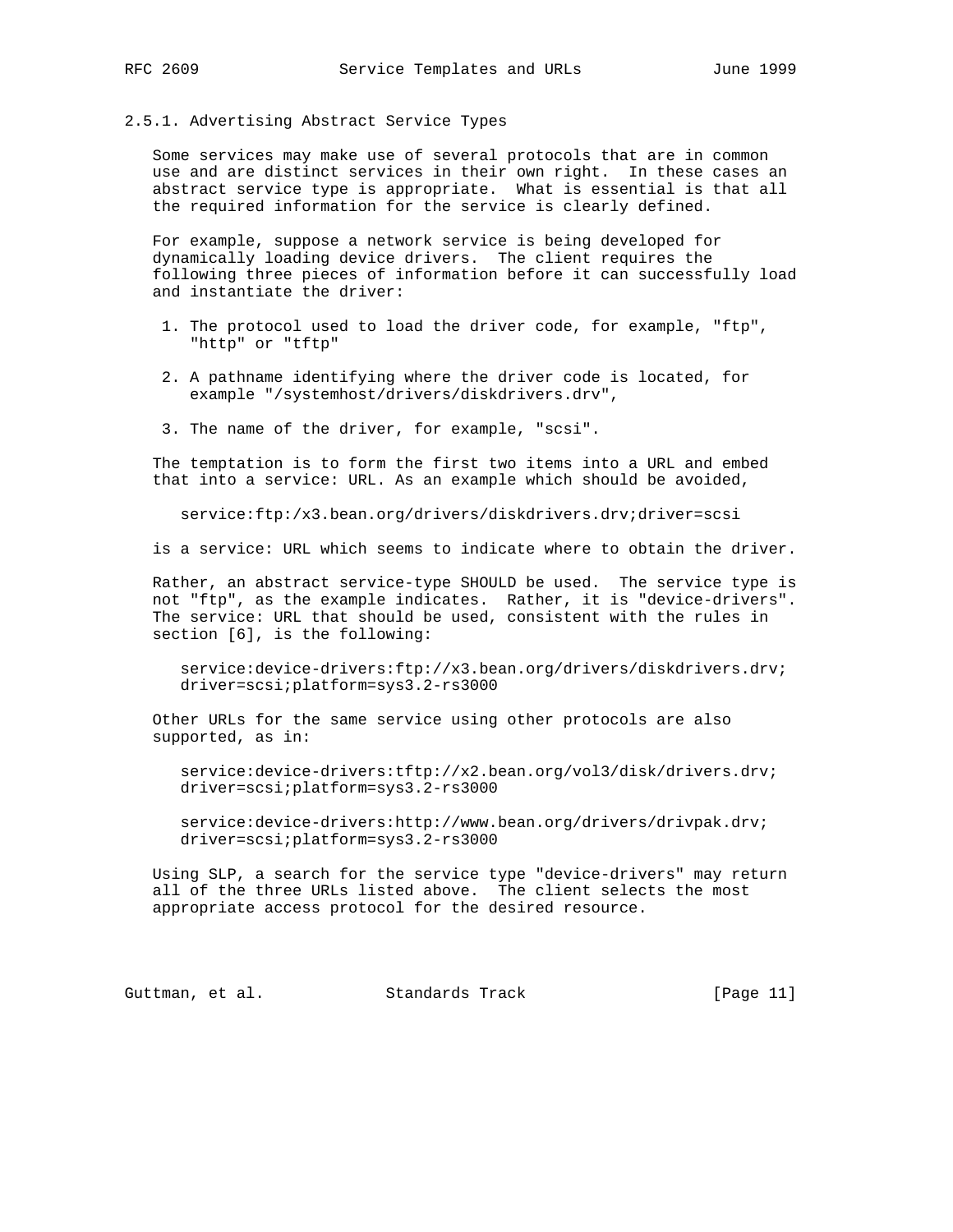### 2.5.1. Advertising Abstract Service Types

Some services may make use of several protocols that are in common use and are distinct services in their own right. In these cases an abstract service type is appropriate. What is essential is that all the required information for the service is clearly defined.

For example, suppose a network service is being developed for dynamically loading device drivers. The client requires the following three pieces of information before it can successfully load and instantiate the driver:

1. The protocol used to load the driver code, for example, "ftp", "http" or "tftp"
2. A pathname identifying where the driver code is located, for example "/systemhost/drivers/diskdrivers.drv",
3. The name of the driver, for example, "scsi".

The temptation is to form the first two items into a URL and embed that into a service: URL. As an example which should be avoided,

```
service:ftp:/x3.bean.org/drivers/diskdrivers.drv;driver=scsi
```

is a service: URL which seems to indicate where to obtain the driver.

Rather, an abstract service-type SHOULD be used. The service type is not "ftp", as the example indicates. Rather, it is "device-drivers". The service: URL that should be used, consistent with the rules in section [6], is the following:

```
service:device-drivers:ftp://x3.bean.org/drivers/diskdrivers.drv;
driver=scsi;platform=sys3.2-rs3000
```

Other URLs for the same service using other protocols are also supported, as in:

```
service:device-drivers:tftp://x2.bean.org/vol3/disk/drivers.drv;
driver=scsi;platform=sys3.2-rs3000

service:device-drivers:http://www.bean.org/drivers/drivpak.drv;
driver=scsi;platform=sys3.2-rs3000
```

Using SLP, a search for the service type "device-drivers" may return all of the three URLs listed above. The client selects the most appropriate access protocol for the desired resource.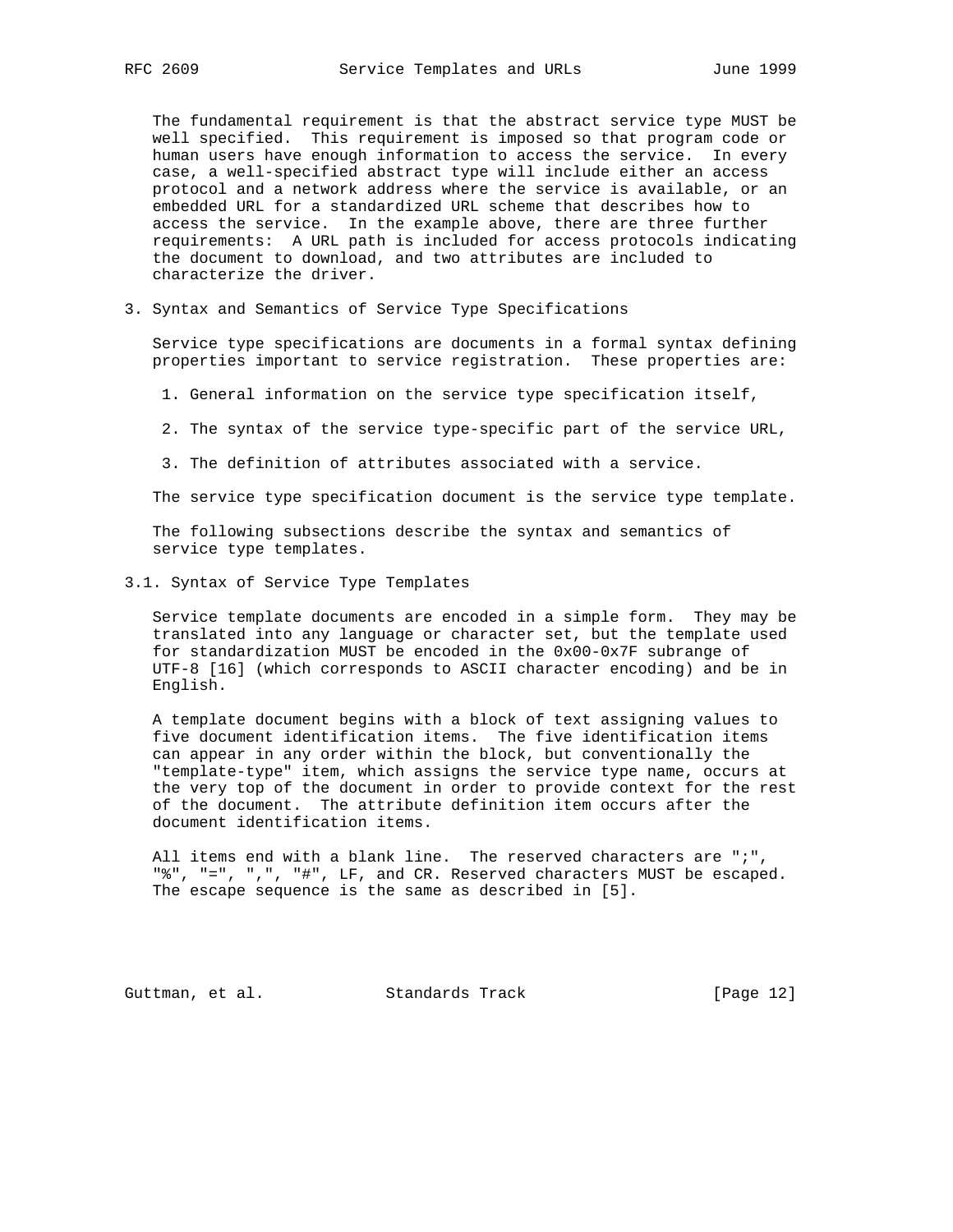The fundamental requirement is that the abstract service type MUST be well specified. This requirement is imposed so that program code or human users have enough information to access the service. In every case, a well-specified abstract type will include either an access protocol and a network address where the service is available, or an embedded URL for a standardized URL scheme that describes how to access the service. In the example above, there are three further requirements: A URL path is included for access protocols indicating the document to download, and two attributes are included to characterize the driver.

## 3. Syntax and Semantics of Service Type Specifications

Service type specifications are documents in a formal syntax defining properties important to service registration. These properties are:

1. General information on the service type specification itself,
2. The syntax of the service type-specific part of the service URL,
3. The definition of attributes associated with a service.

The service type specification document is the service type template.

The following subsections describe the syntax and semantics of service type templates.

### 3.1. Syntax of Service Type Templates

Service template documents are encoded in a simple form. They may be translated into any language or character set, but the template used for standardization MUST be encoded in the 0x00-0x7F subrange of UTF-8 [16] (which corresponds to ASCII character encoding) and be in English.

A template document begins with a block of text assigning values to five document identification items. The five identification items can appear in any order within the block, but conventionally the "template-type" item, which assigns the service type name, occurs at the very top of the document in order to provide context for the rest of the document. The attribute definition item occurs after the document identification items.

All items end with a blank line. The reserved characters are ";", "%", "=", ",", "#", LF, and CR. Reserved characters MUST be escaped. The escape sequence is the same as described in [5].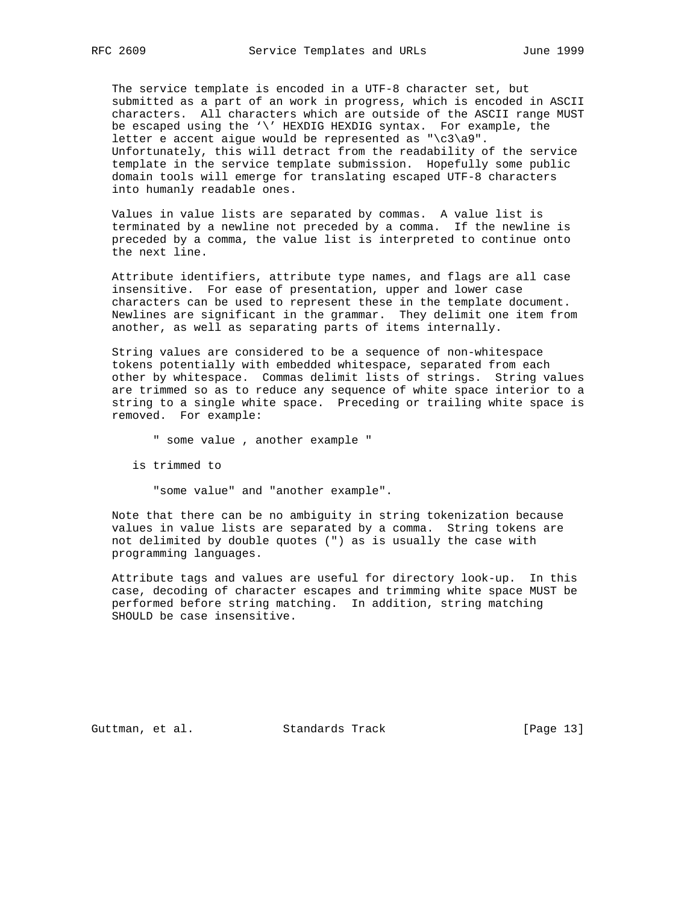The service template is encoded in a UTF-8 character set, but submitted as a part of an work in progress, which is encoded in ASCII characters. All characters which are outside of the ASCII range MUST be escaped using the '\' HEXDIG HEXDIG syntax. For example, the letter e accent aigue would be represented as "\c3\a9". Unfortunately, this will detract from the readability of the service template in the service template submission. Hopefully some public domain tools will emerge for translating escaped UTF-8 characters into humanly readable ones.

Values in value lists are separated by commas. A value list is terminated by a newline not preceded by a comma. If the newline is preceded by a comma, the value list is interpreted to continue onto the next line.

Attribute identifiers, attribute type names, and flags are all case insensitive. For ease of presentation, upper and lower case characters can be used to represent these in the template document. Newlines are significant in the grammar. They delimit one item from another, as well as separating parts of items internally.

String values are considered to be a sequence of non-whitespace tokens potentially with embedded whitespace, separated from each other by whitespace. Commas delimit lists of strings. String values are trimmed so as to reduce any sequence of white space interior to a string to a single white space. Preceding or trailing white space is removed. For example:

```
" some value , another example "
```

is trimmed to

```
"some value" and "another example".
```

Note that there can be no ambiguity in string tokenization because values in value lists are separated by a comma. String tokens are not delimited by double quotes (") as is usually the case with programming languages.

Attribute tags and values are useful for directory look-up. In this case, decoding of character escapes and trimming white space MUST be performed before string matching. In addition, string matching SHOULD be case insensitive.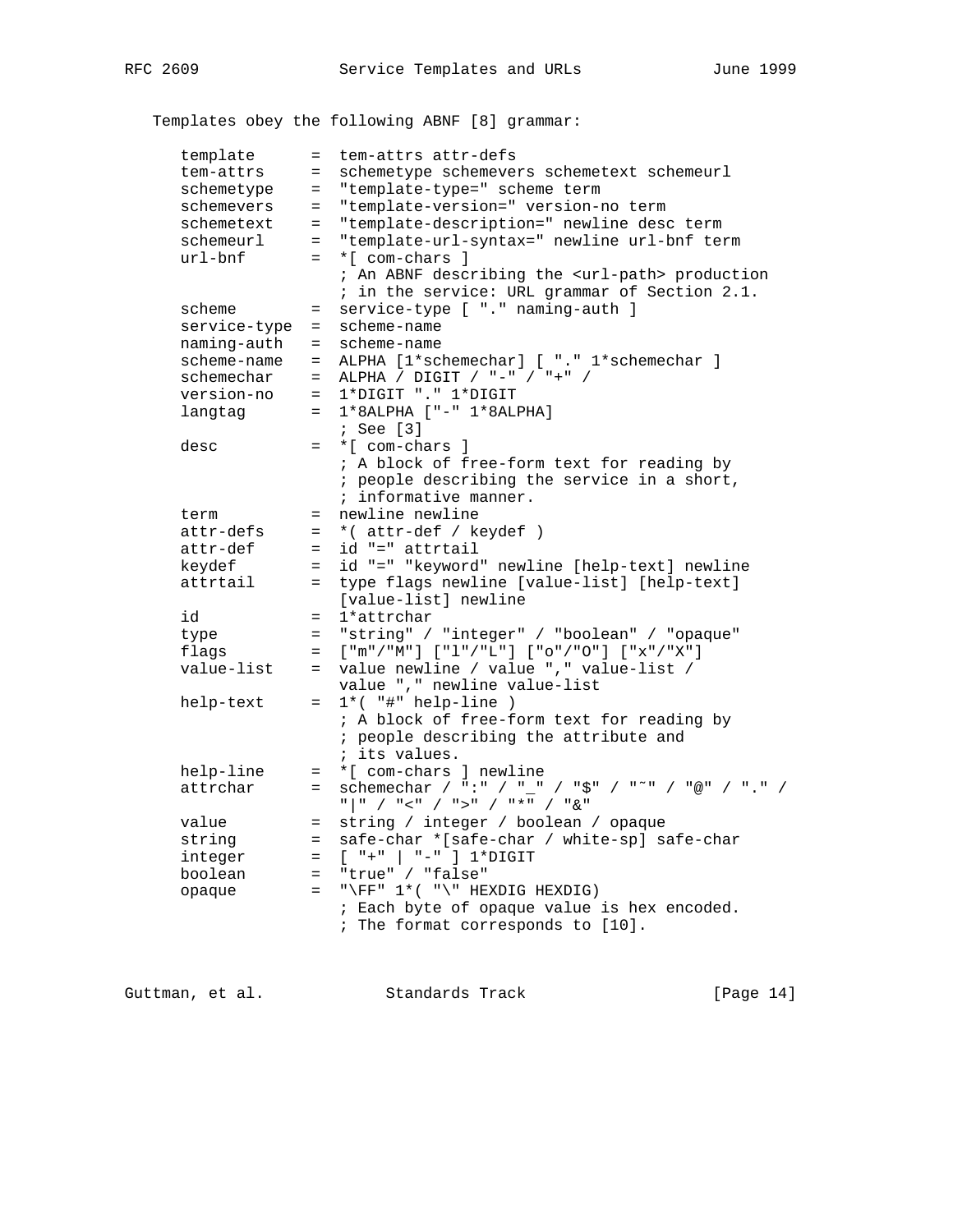Templates obey the following ABNF [8] grammar:

```
   template      =  tem-attrs attr-defs
   tem-attrs     =  schemetype schemevers schemetext schemeurl
   schemetype    =  "template-type=" scheme term
   schemevers    =  "template-version=" version-no term
   schemetext    =  "template-description=" newline desc term
   schemeurl     =  "template-url-syntax=" newline url-bnf term
   url-bnf       =  *[ com-chars ]
                    ; An ABNF describing the <url-path> production
                    ; in the service: URL grammar of Section 2.1.
   scheme        =  service-type [ "." naming-auth ]
   service-type  =  scheme-name
   naming-auth   =  scheme-name
   scheme-name   =  ALPHA [1*schemechar] [ "." 1*schemechar ]
   schemechar    =  ALPHA / DIGIT / "-" / "+" /
   version-no    =  1*DIGIT "." 1*DIGIT
   langtag       =  1*8ALPHA ["-" 1*8ALPHA]
                    ; See [3]
   desc          =  *[ com-chars ]
                    ; A block of free-form text for reading by
                    ; people describing the service in a short,
                    ; informative manner.
   term          =  newline newline
   attr-defs     =  *( attr-def / keydef )
   attr-def      =  id "=" attrtail
   keydef        =  id "=" "keyword" newline [help-text] newline
   attrtail      =  type flags newline [value-list] [help-text]
                    [value-list] newline
   id            =  1*attrchar
   type          =  "string" / "integer" / "boolean" / "opaque"
   flags         =  ["m"/"M"] ["l"/"L"] ["o"/"O"] ["x"/"X"]
   value-list    =  value newline / value "," value-list /
                    value "," newline value-list
   help-text     =  1*( "#" help-line )
                    ; A block of free-form text for reading by
                    ; people describing the attribute and
                    ; its values.
   help-line     =  *[ com-chars ] newline
   attrchar      =  schemechar / ":" / "_" / "$" / "~" / "@" / "." /
                    "|" / "<" / ">" / "*" / "&"
   value         =  string / integer / boolean / opaque
   string        =  safe-char *[safe-char / white-sp] safe-char
   integer       =  [ "+" | "-" ] 1*DIGIT
   boolean       =  "true" / "false"
   opaque        =  "\FF" 1*( "\" HEXDIG HEXDIG)
                    ; Each byte of opaque value is hex encoded.
                    ; The format corresponds to [10].
```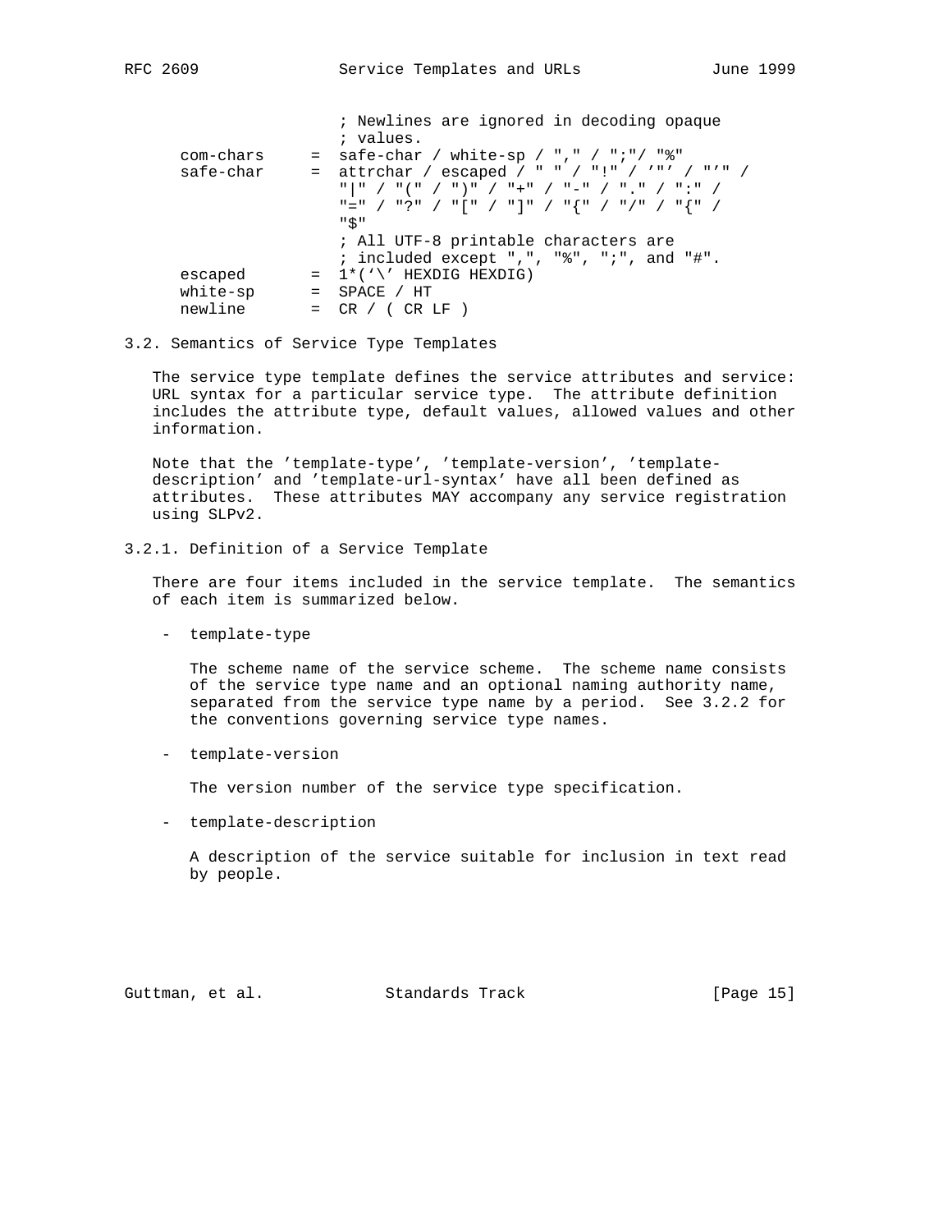```
                    ; Newlines are ignored in decoding opaque
                    ; values.
   com-chars     =  safe-char / white-sp / "," / ";"/ "%"
   safe-char     =  attrchar / escaped / " " / "!" / '"' / "'" /
                    "|" / "(" / ")" / "+" / "-" / "." / ":" /
                    "=" / "?" / "[" / "]" / "{" / "/" / "{" /
                    "$"
                    ; All UTF-8 printable characters are
                    ; included except ",", "%", ";", and "#".
   escaped       =  1*('\' HEXDIG HEXDIG)
   white-sp      =  SPACE / HT
   newline       =  CR / ( CR LF )
```

### 3.2. Semantics of Service Type Templates

The service type template defines the service attributes and service: URL syntax for a particular service type. The attribute definition includes the attribute type, default values, allowed values and other information.

Note that the 'template-type', 'template-version', 'template-description' and 'template-url-syntax' have all been defined as attributes. These attributes MAY accompany any service registration using SLPv2.

#### 3.2.1. Definition of a Service Template

There are four items included in the service template. The semantics of each item is summarized below.

- template-type

  The scheme name of the service scheme. The scheme name consists of the service type name and an optional naming authority name, separated from the service type name by a period. See 3.2.2 for the conventions governing service type names.

- template-version

  The version number of the service type specification.

- template-description

  A description of the service suitable for inclusion in text read by people.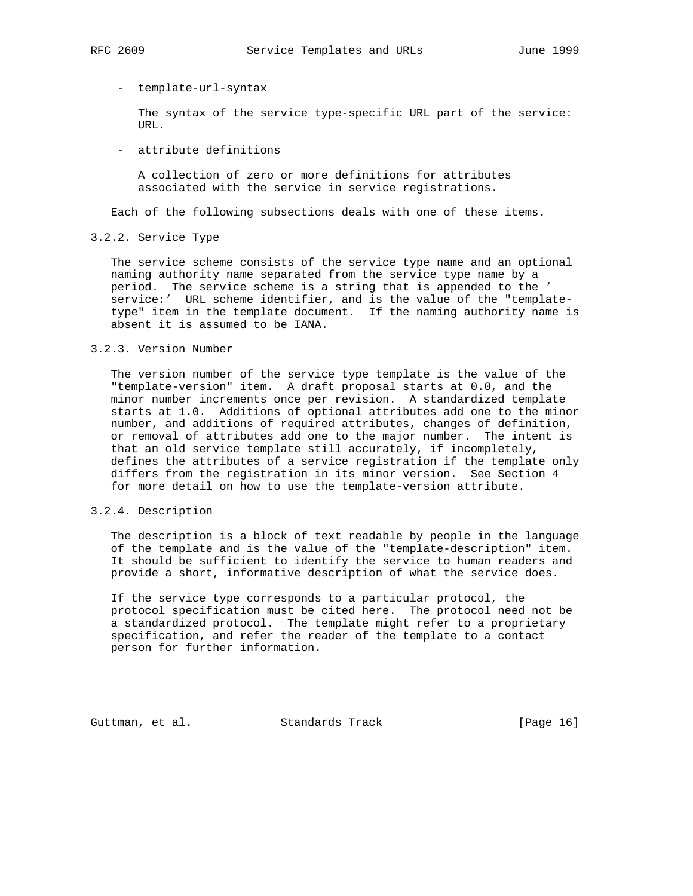- template-url-syntax

  The syntax of the service type-specific URL part of the service: URL.

- attribute definitions

  A collection of zero or more definitions for attributes associated with the service in service registrations.

Each of the following subsections deals with one of these items.

### 3.2.2. Service Type

The service scheme consists of the service type name and an optional naming authority name separated from the service type name by a period. The service scheme is a string that is appended to the ' service:' URL scheme identifier, and is the value of the "template-type" item in the template document. If the naming authority name is absent it is assumed to be IANA.

### 3.2.3. Version Number

The version number of the service type template is the value of the "template-version" item. A draft proposal starts at 0.0, and the minor number increments once per revision. A standardized template starts at 1.0. Additions of optional attributes add one to the minor number, and additions of required attributes, changes of definition, or removal of attributes add one to the major number. The intent is that an old service template still accurately, if incompletely, defines the attributes of a service registration if the template only differs from the registration in its minor version. See Section 4 for more detail on how to use the template-version attribute.

### 3.2.4. Description

The description is a block of text readable by people in the language of the template and is the value of the "template-description" item. It should be sufficient to identify the service to human readers and provide a short, informative description of what the service does.

If the service type corresponds to a particular protocol, the protocol specification must be cited here. The protocol need not be a standardized protocol. The template might refer to a proprietary specification, and refer the reader of the template to a contact person for further information.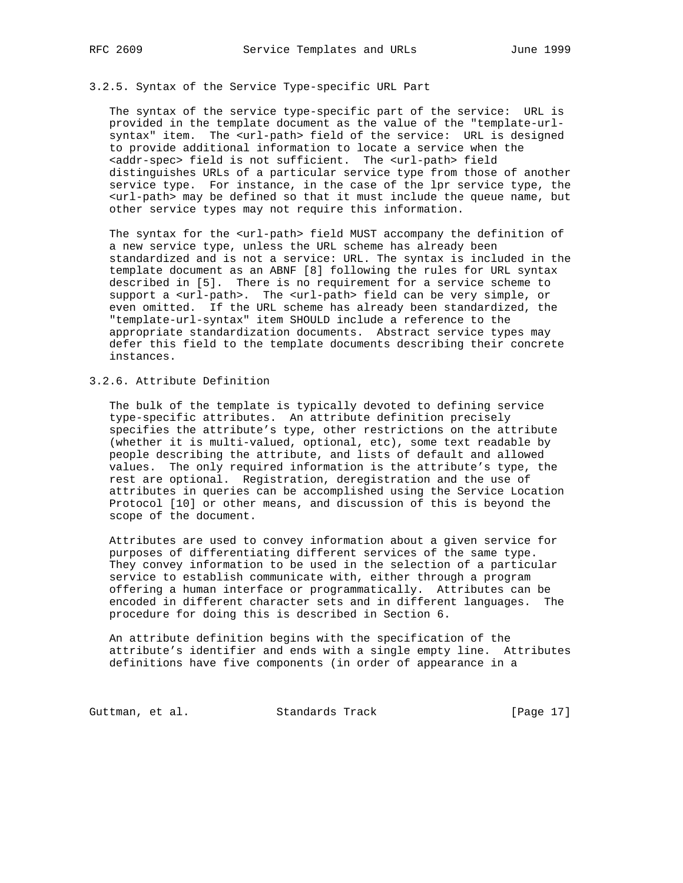### 3.2.5. Syntax of the Service Type-specific URL Part

The syntax of the service type-specific part of the service: URL is provided in the template document as the value of the "template-url-syntax" item. The <url-path> field of the service: URL is designed to provide additional information to locate a service when the <addr-spec> field is not sufficient. The <url-path> field distinguishes URLs of a particular service type from those of another service type. For instance, in the case of the lpr service type, the <url-path> may be defined so that it must include the queue name, but other service types may not require this information.

The syntax for the <url-path> field MUST accompany the definition of a new service type, unless the URL scheme has already been standardized and is not a service: URL. The syntax is included in the template document as an ABNF [8] following the rules for URL syntax described in [5]. There is no requirement for a service scheme to support a <url-path>. The <url-path> field can be very simple, or even omitted. If the URL scheme has already been standardized, the "template-url-syntax" item SHOULD include a reference to the appropriate standardization documents. Abstract service types may defer this field to the template documents describing their concrete instances.

### 3.2.6. Attribute Definition

The bulk of the template is typically devoted to defining service type-specific attributes. An attribute definition precisely specifies the attribute’s type, other restrictions on the attribute (whether it is multi-valued, optional, etc), some text readable by people describing the attribute, and lists of default and allowed values. The only required information is the attribute’s type, the rest are optional. Registration, deregistration and the use of attributes in queries can be accomplished using the Service Location Protocol [10] or other means, and discussion of this is beyond the scope of the document.

Attributes are used to convey information about a given service for purposes of differentiating different services of the same type. They convey information to be used in the selection of a particular service to establish communicate with, either through a program offering a human interface or programmatically. Attributes can be encoded in different character sets and in different languages. The procedure for doing this is described in Section 6.

An attribute definition begins with the specification of the attribute’s identifier and ends with a single empty line. Attributes definitions have five components (in order of appearance in a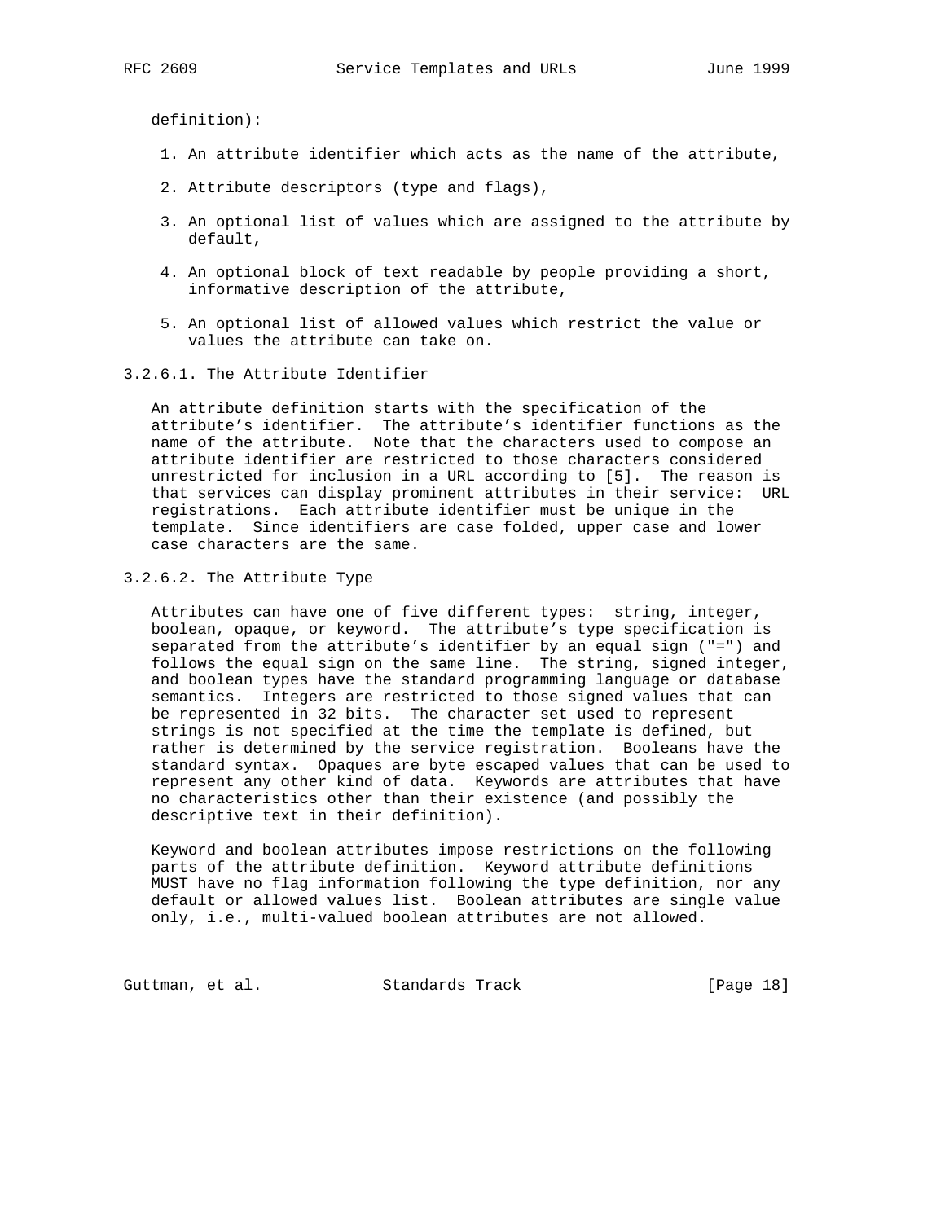definition):

1. An attribute identifier which acts as the name of the attribute,

2. Attribute descriptors (type and flags),

3. An optional list of values which are assigned to the attribute by default,

4. An optional block of text readable by people providing a short, informative description of the attribute,

5. An optional list of allowed values which restrict the value or values the attribute can take on.

#### 3.2.6.1. The Attribute Identifier

An attribute definition starts with the specification of the attribute's identifier. The attribute's identifier functions as the name of the attribute. Note that the characters used to compose an attribute identifier are restricted to those characters considered unrestricted for inclusion in a URL according to [5]. The reason is that services can display prominent attributes in their service: URL registrations. Each attribute identifier must be unique in the template. Since identifiers are case folded, upper case and lower case characters are the same.

#### 3.2.6.2. The Attribute Type

Attributes can have one of five different types: string, integer, boolean, opaque, or keyword. The attribute's type specification is separated from the attribute's identifier by an equal sign ("=") and follows the equal sign on the same line. The string, signed integer, and boolean types have the standard programming language or database semantics. Integers are restricted to those signed values that can be represented in 32 bits. The character set used to represent strings is not specified at the time the template is defined, but rather is determined by the service registration. Booleans have the standard syntax. Opaques are byte escaped values that can be used to represent any other kind of data. Keywords are attributes that have no characteristics other than their existence (and possibly the descriptive text in their definition).

Keyword and boolean attributes impose restrictions on the following parts of the attribute definition. Keyword attribute definitions MUST have no flag information following the type definition, nor any default or allowed values list. Boolean attributes are single value only, i.e., multi-valued boolean attributes are not allowed.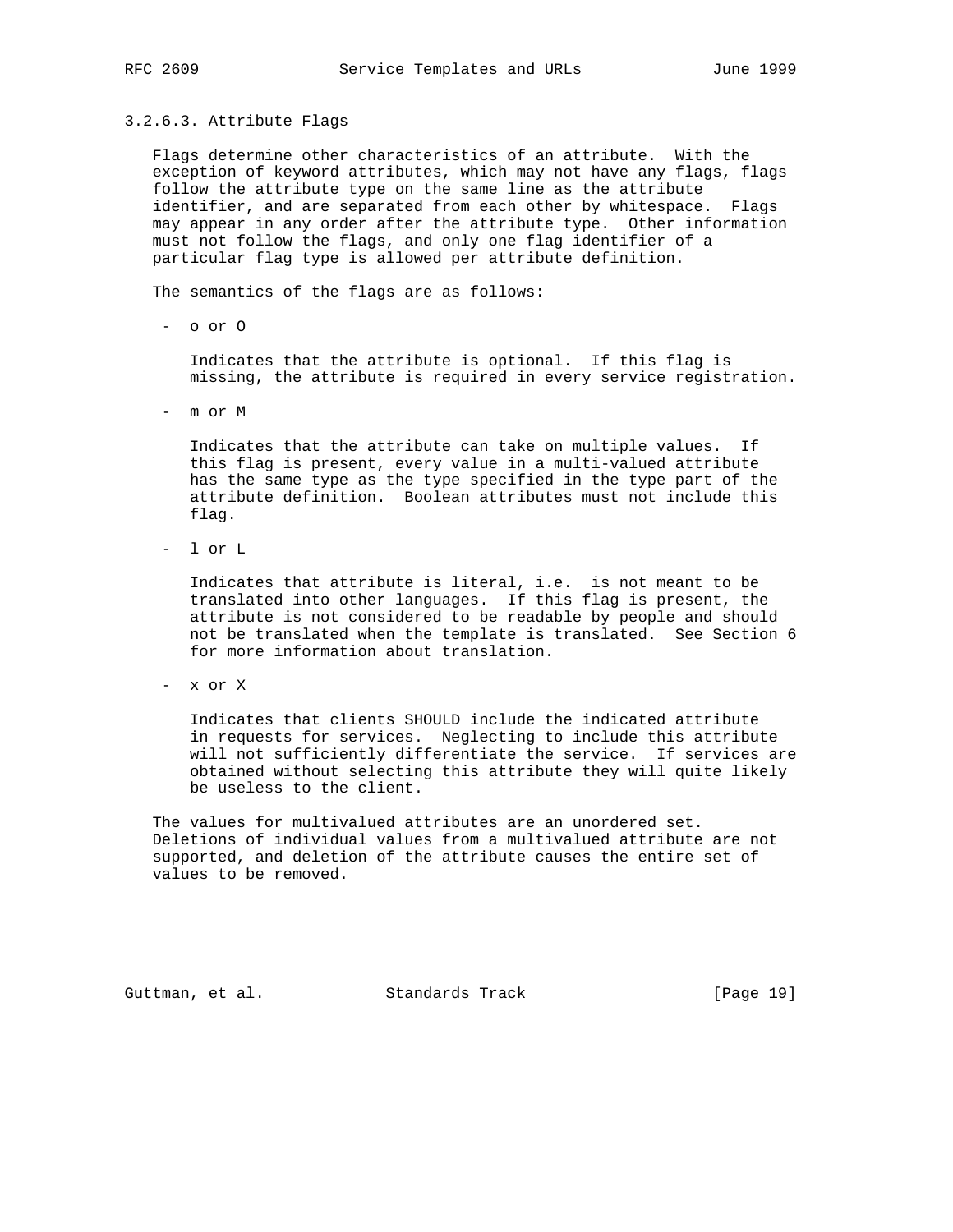#### 3.2.6.3. Attribute Flags

Flags determine other characteristics of an attribute. With the exception of keyword attributes, which may not have any flags, flags follow the attribute type on the same line as the attribute identifier, and are separated from each other by whitespace. Flags may appear in any order after the attribute type. Other information must not follow the flags, and only one flag identifier of a particular flag type is allowed per attribute definition.

The semantics of the flags are as follows:

- o or O

  Indicates that the attribute is optional. If this flag is missing, the attribute is required in every service registration.

- m or M

  Indicates that the attribute can take on multiple values. If this flag is present, every value in a multi-valued attribute has the same type as the type specified in the type part of the attribute definition. Boolean attributes must not include this flag.

- l or L

  Indicates that attribute is literal, i.e. is not meant to be translated into other languages. If this flag is present, the attribute is not considered to be readable by people and should not be translated when the template is translated. See Section 6 for more information about translation.

- x or X

  Indicates that clients SHOULD include the indicated attribute in requests for services. Neglecting to include this attribute will not sufficiently differentiate the service. If services are obtained without selecting this attribute they will quite likely be useless to the client.

The values for multivalued attributes are an unordered set. Deletions of individual values from a multivalued attribute are not supported, and deletion of the attribute causes the entire set of values to be removed.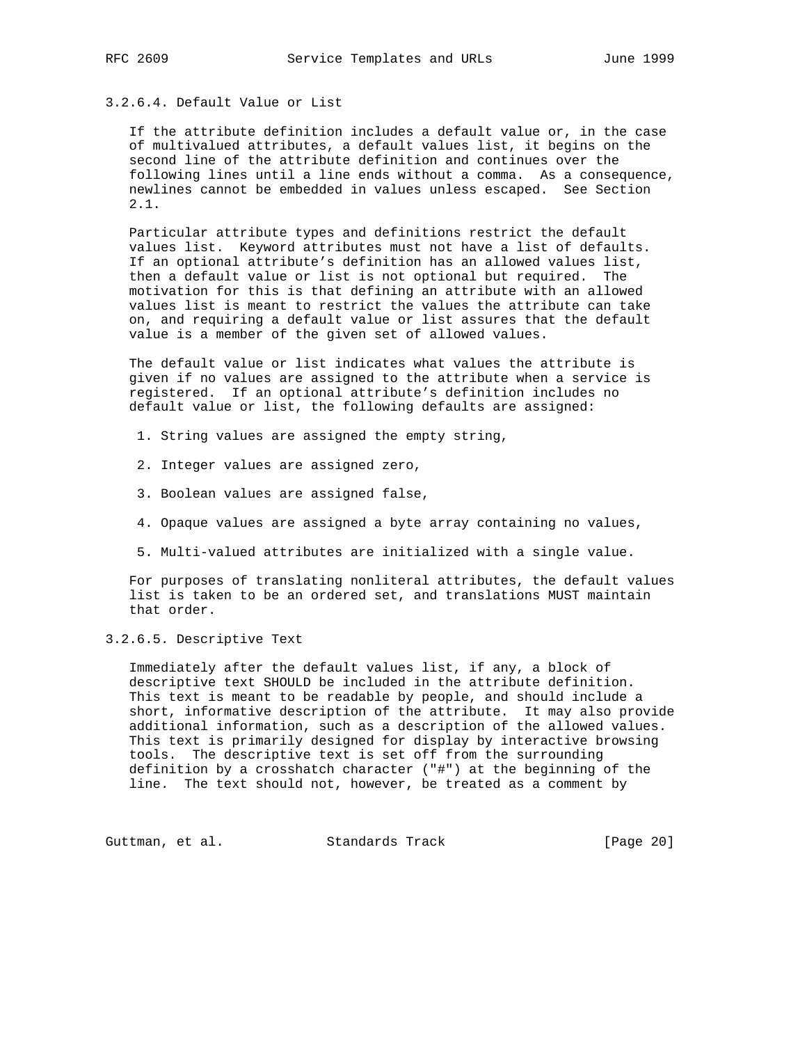#### 3.2.6.4. Default Value or List

If the attribute definition includes a default value or, in the case of multivalued attributes, a default values list, it begins on the second line of the attribute definition and continues over the following lines until a line ends without a comma. As a consequence, newlines cannot be embedded in values unless escaped. See Section 2.1.

Particular attribute types and definitions restrict the default values list. Keyword attributes must not have a list of defaults. If an optional attribute's definition has an allowed values list, then a default value or list is not optional but required. The motivation for this is that defining an attribute with an allowed values list is meant to restrict the values the attribute can take on, and requiring a default value or list assures that the default value is a member of the given set of allowed values.

The default value or list indicates what values the attribute is given if no values are assigned to the attribute when a service is registered. If an optional attribute's definition includes no default value or list, the following defaults are assigned:

1. String values are assigned the empty string,
2. Integer values are assigned zero,
3. Boolean values are assigned false,
4. Opaque values are assigned a byte array containing no values,
5. Multi-valued attributes are initialized with a single value.

For purposes of translating nonliteral attributes, the default values list is taken to be an ordered set, and translations MUST maintain that order.

#### 3.2.6.5. Descriptive Text

Immediately after the default values list, if any, a block of descriptive text SHOULD be included in the attribute definition. This text is meant to be readable by people, and should include a short, informative description of the attribute. It may also provide additional information, such as a description of the allowed values. This text is primarily designed for display by interactive browsing tools. The descriptive text is set off from the surrounding definition by a crosshatch character ("#") at the beginning of the line. The text should not, however, be treated as a comment by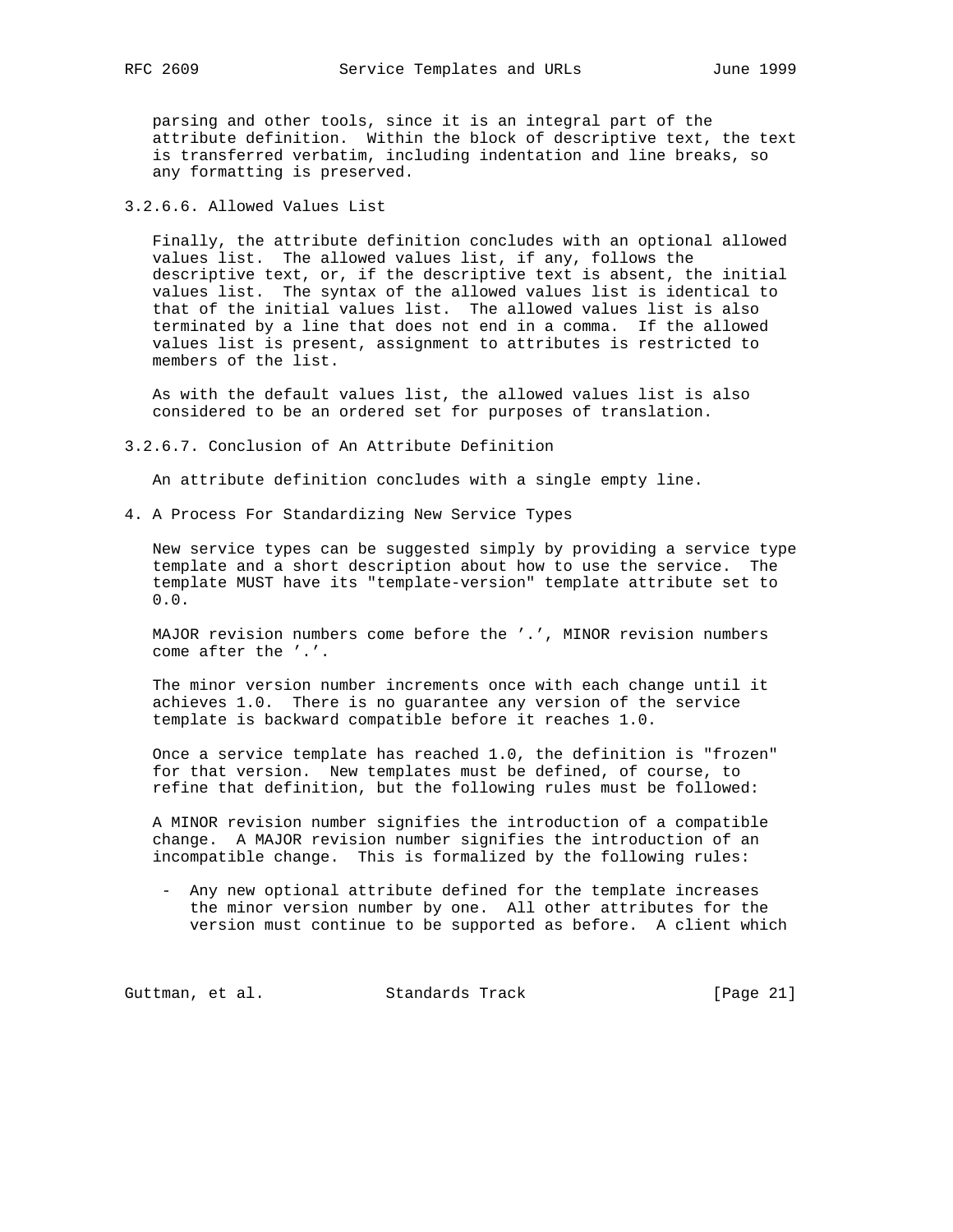parsing and other tools, since it is an integral part of the attribute definition. Within the block of descriptive text, the text is transferred verbatim, including indentation and line breaks, so any formatting is preserved.

#### 3.2.6.6. Allowed Values List

Finally, the attribute definition concludes with an optional allowed values list. The allowed values list, if any, follows the descriptive text, or, if the descriptive text is absent, the initial values list. The syntax of the allowed values list is identical to that of the initial values list. The allowed values list is also terminated by a line that does not end in a comma. If the allowed values list is present, assignment to attributes is restricted to members of the list.

As with the default values list, the allowed values list is also considered to be an ordered set for purposes of translation.

#### 3.2.6.7. Conclusion of An Attribute Definition

An attribute definition concludes with a single empty line.

## 4. A Process For Standardizing New Service Types

New service types can be suggested simply by providing a service type template and a short description about how to use the service. The template MUST have its "template-version" template attribute set to 0.0.

MAJOR revision numbers come before the '.', MINOR revision numbers come after the '.'.

The minor version number increments once with each change until it achieves 1.0. There is no guarantee any version of the service template is backward compatible before it reaches 1.0.

Once a service template has reached 1.0, the definition is "frozen" for that version. New templates must be defined, of course, to refine that definition, but the following rules must be followed:

A MINOR revision number signifies the introduction of a compatible change. A MAJOR revision number signifies the introduction of an incompatible change. This is formalized by the following rules:

- Any new optional attribute defined for the template increases the minor version number by one. All other attributes for the version must continue to be supported as before. A client which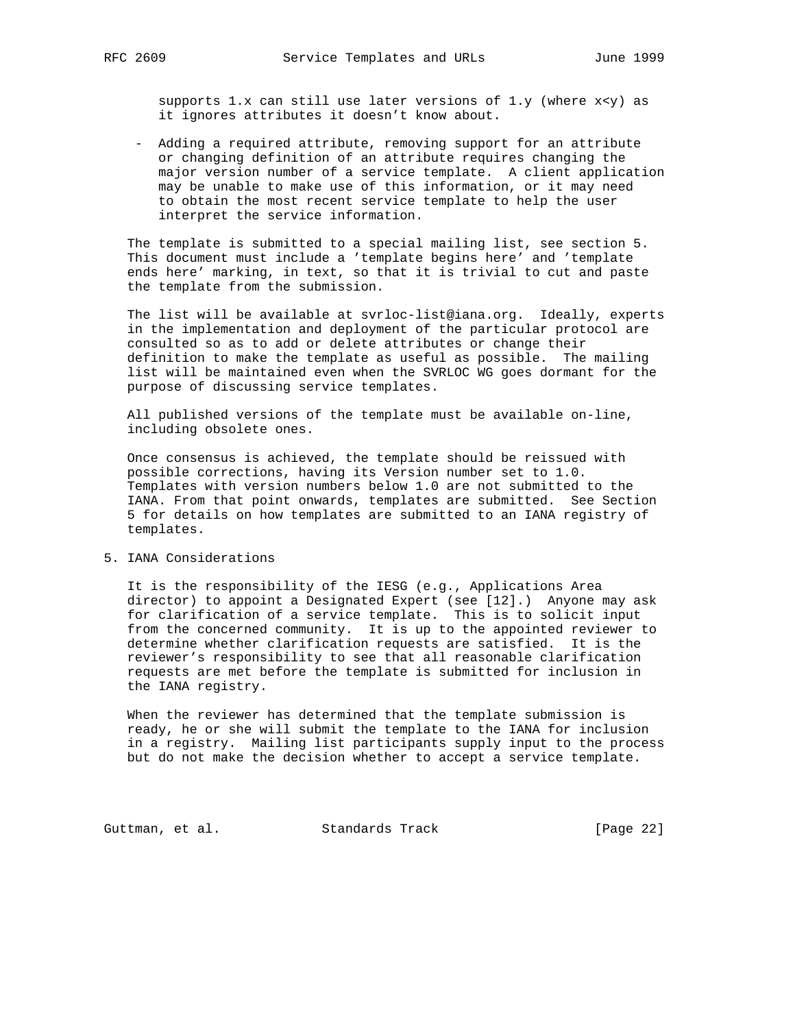supports 1.x can still use later versions of 1.y (where x<y) as it ignores attributes it doesn't know about.

- Adding a required attribute, removing support for an attribute or changing definition of an attribute requires changing the major version number of a service template. A client application may be unable to make use of this information, or it may need to obtain the most recent service template to help the user interpret the service information.

The template is submitted to a special mailing list, see section 5. This document must include a 'template begins here' and 'template ends here' marking, in text, so that it is trivial to cut and paste the template from the submission.

The list will be available at svrloc-list@iana.org. Ideally, experts in the implementation and deployment of the particular protocol are consulted so as to add or delete attributes or change their definition to make the template as useful as possible. The mailing list will be maintained even when the SVRLOC WG goes dormant for the purpose of discussing service templates.

All published versions of the template must be available on-line, including obsolete ones.

Once consensus is achieved, the template should be reissued with possible corrections, having its Version number set to 1.0. Templates with version numbers below 1.0 are not submitted to the IANA. From that point onwards, templates are submitted. See Section 5 for details on how templates are submitted to an IANA registry of templates.

# 5. IANA Considerations

It is the responsibility of the IESG (e.g., Applications Area director) to appoint a Designated Expert (see [12].) Anyone may ask for clarification of a service template. This is to solicit input from the concerned community. It is up to the appointed reviewer to determine whether clarification requests are satisfied. It is the reviewer's responsibility to see that all reasonable clarification requests are met before the template is submitted for inclusion in the IANA registry.

When the reviewer has determined that the template submission is ready, he or she will submit the template to the IANA for inclusion in a registry. Mailing list participants supply input to the process but do not make the decision whether to accept a service template.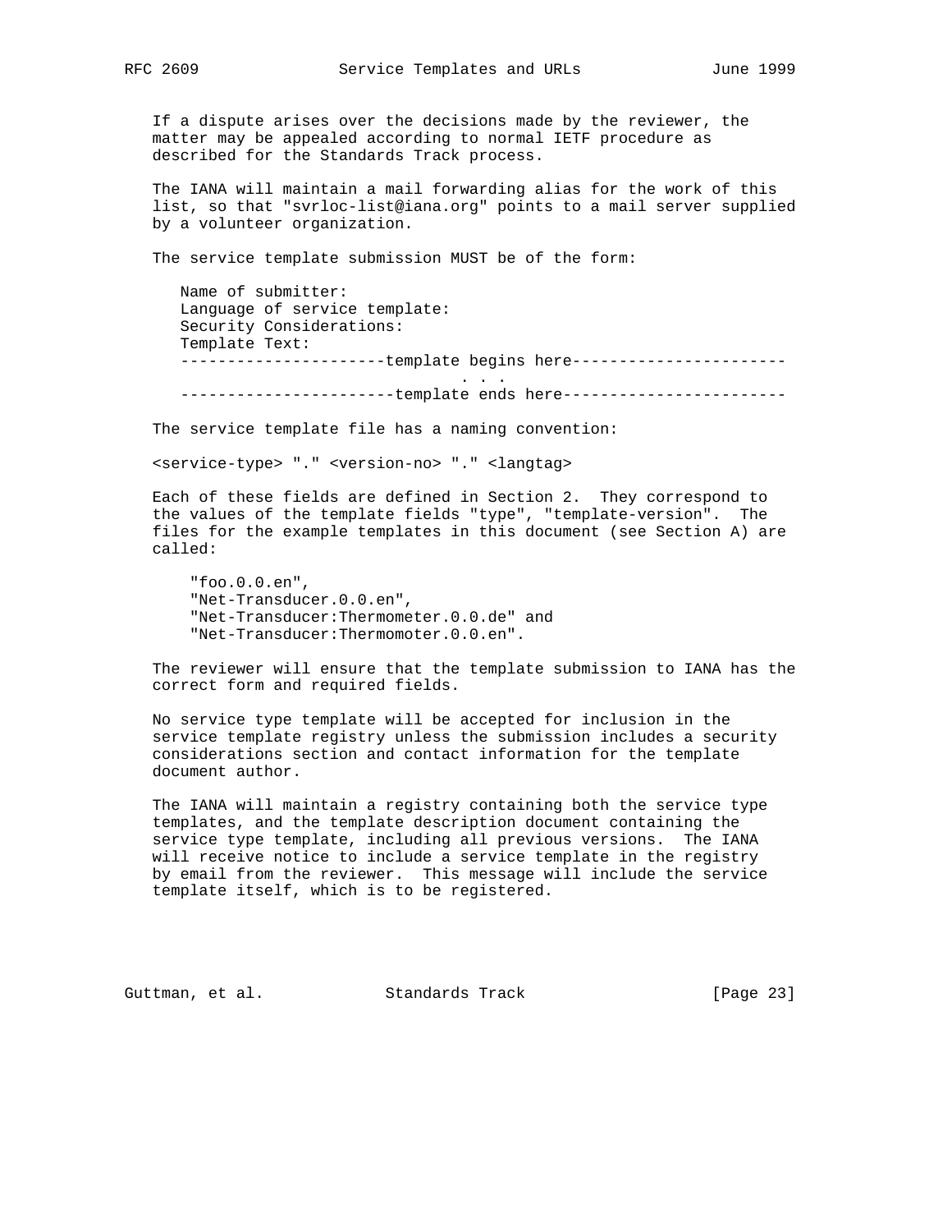If a dispute arises over the decisions made by the reviewer, the matter may be appealed according to normal IETF procedure as described for the Standards Track process.

The IANA will maintain a mail forwarding alias for the work of this list, so that "svrloc-list@iana.org" points to a mail server supplied by a volunteer organization.

The service template submission MUST be of the form:

```
   Name of submitter:
   Language of service template:
   Security Considerations:
   Template Text:
   ----------------------template begins here-----------------------
                                 . . .
   -----------------------template ends here------------------------
```

The service template file has a naming convention:

```
<service-type> "." <version-no> "." <langtag>
```

Each of these fields are defined in Section 2. They correspond to the values of the template fields "type", "template-version". The files for the example templates in this document (see Section A) are called:

```
    "foo.0.0.en",
    "Net-Transducer.0.0.en",
    "Net-Transducer:Thermometer.0.0.de" and
    "Net-Transducer:Thermomoter.0.0.en".
```

The reviewer will ensure that the template submission to IANA has the correct form and required fields.

No service type template will be accepted for inclusion in the service template registry unless the submission includes a security considerations section and contact information for the template document author.

The IANA will maintain a registry containing both the service type templates, and the template description document containing the service type template, including all previous versions. The IANA will receive notice to include a service template in the registry by email from the reviewer. This message will include the service template itself, which is to be registered.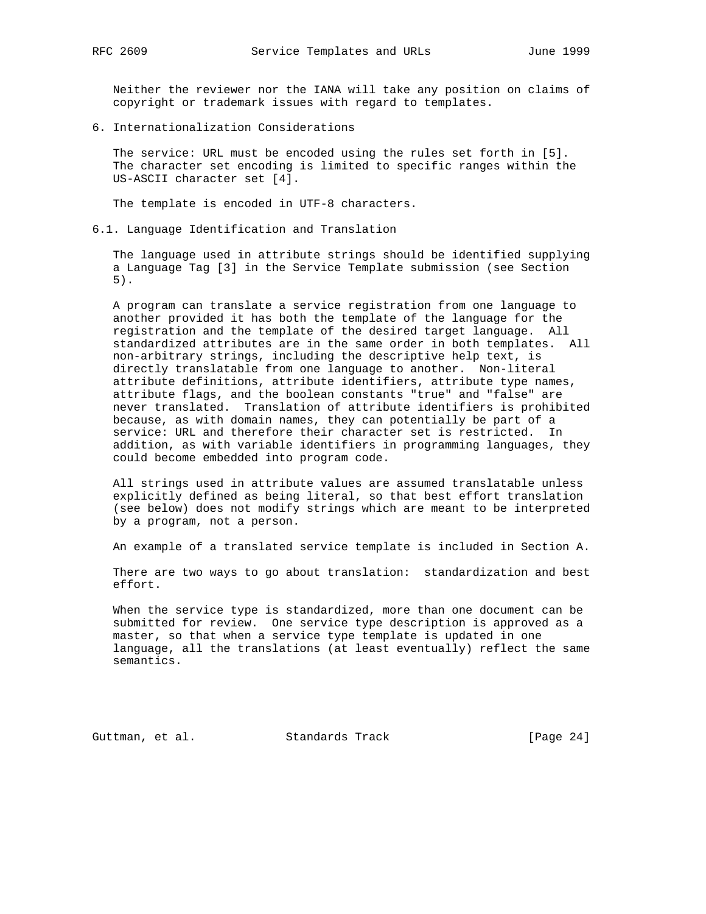Neither the reviewer nor the IANA will take any position on claims of copyright or trademark issues with regard to templates.

## 6. Internationalization Considerations

The service: URL must be encoded using the rules set forth in [5]. The character set encoding is limited to specific ranges within the US-ASCII character set [4].

The template is encoded in UTF-8 characters.

### 6.1. Language Identification and Translation

The language used in attribute strings should be identified supplying a Language Tag [3] in the Service Template submission (see Section 5).

A program can translate a service registration from one language to another provided it has both the template of the language for the registration and the template of the desired target language. All standardized attributes are in the same order in both templates. All non-arbitrary strings, including the descriptive help text, is directly translatable from one language to another. Non-literal attribute definitions, attribute identifiers, attribute type names, attribute flags, and the boolean constants "true" and "false" are never translated. Translation of attribute identifiers is prohibited because, as with domain names, they can potentially be part of a service: URL and therefore their character set is restricted. In addition, as with variable identifiers in programming languages, they could become embedded into program code.

All strings used in attribute values are assumed translatable unless explicitly defined as being literal, so that best effort translation (see below) does not modify strings which are meant to be interpreted by a program, not a person.

An example of a translated service template is included in Section A.

There are two ways to go about translation: standardization and best effort.

When the service type is standardized, more than one document can be submitted for review. One service type description is approved as a master, so that when a service type template is updated in one language, all the translations (at least eventually) reflect the same semantics.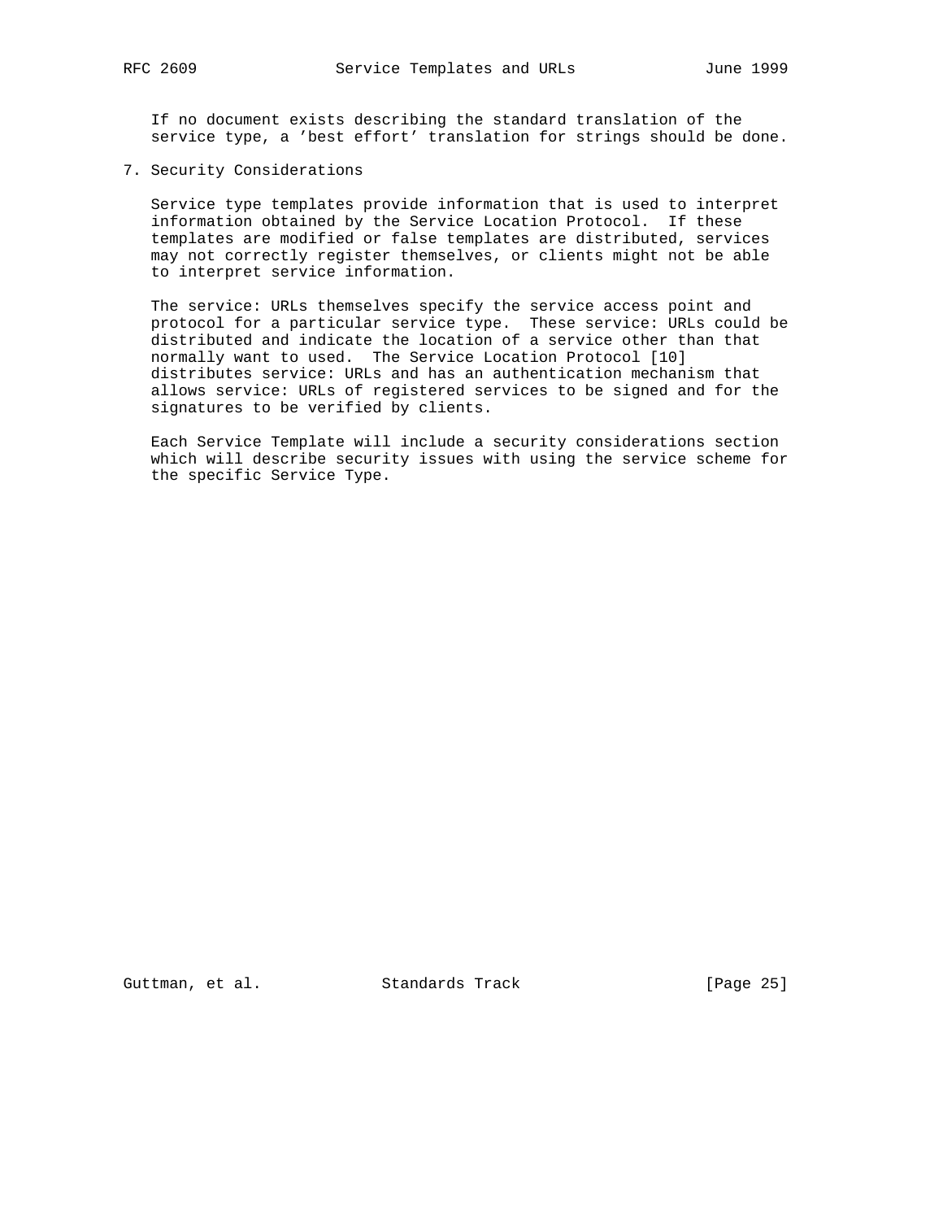If no document exists describing the standard translation of the service type, a 'best effort' translation for strings should be done.

## 7. Security Considerations

Service type templates provide information that is used to interpret information obtained by the Service Location Protocol. If these templates are modified or false templates are distributed, services may not correctly register themselves, or clients might not be able to interpret service information.

The service: URLs themselves specify the service access point and protocol for a particular service type. These service: URLs could be distributed and indicate the location of a service other than that normally want to used. The Service Location Protocol [10] distributes service: URLs and has an authentication mechanism that allows service: URLs of registered services to be signed and for the signatures to be verified by clients.

Each Service Template will include a security considerations section which will describe security issues with using the service scheme for the specific Service Type.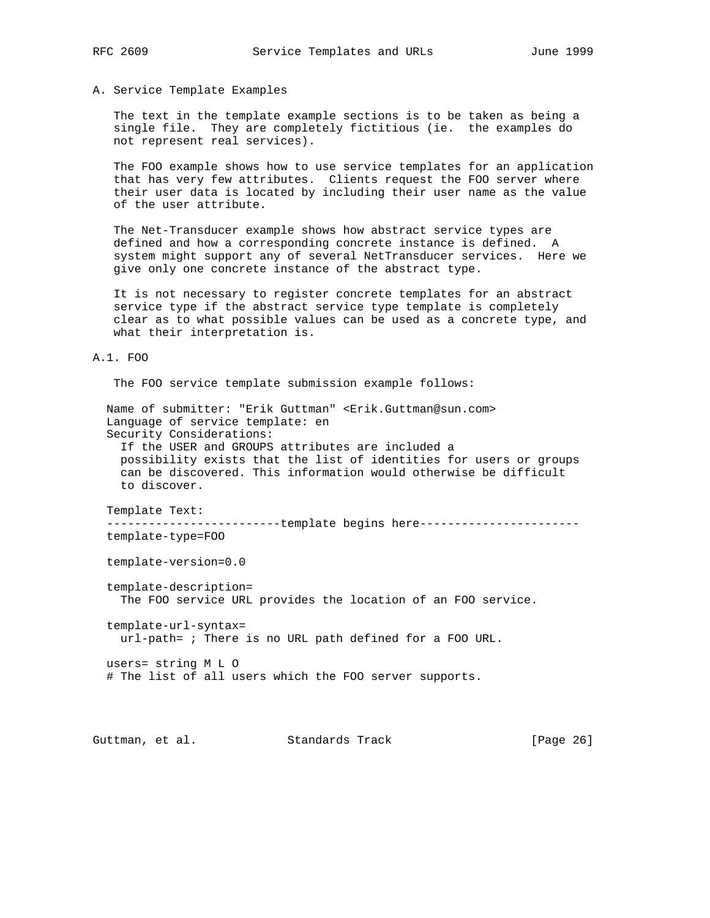# A. Service Template Examples

The text in the template example sections is to be taken as being a single file. They are completely fictitious (ie. the examples do not represent real services).

The FOO example shows how to use service templates for an application that has very few attributes. Clients request the FOO server where their user data is located by including their user name as the value of the user attribute.

The Net-Transducer example shows how abstract service types are defined and how a corresponding concrete instance is defined. A system might support any of several NetTransducer services. Here we give only one concrete instance of the abstract type.

It is not necessary to register concrete templates for an abstract service type if the abstract service type template is completely clear as to what possible values can be used as a concrete type, and what their interpretation is.

## A.1. FOO

The FOO service template submission example follows:

```
Name of submitter: "Erik Guttman" <Erik.Guttman@sun.com>
Language of service template: en
Security Considerations:
  If the USER and GROUPS attributes are included a
  possibility exists that the list of identities for users or groups
  can be discovered. This information would otherwise be difficult
  to discover.

Template Text:
-------------------------template begins here-----------------------
template-type=FOO

template-version=0.0

template-description=
  The FOO service URL provides the location of an FOO service.

template-url-syntax=
  url-path= ; There is no URL path defined for a FOO URL.

users= string M L O
# The list of all users which the FOO server supports.
```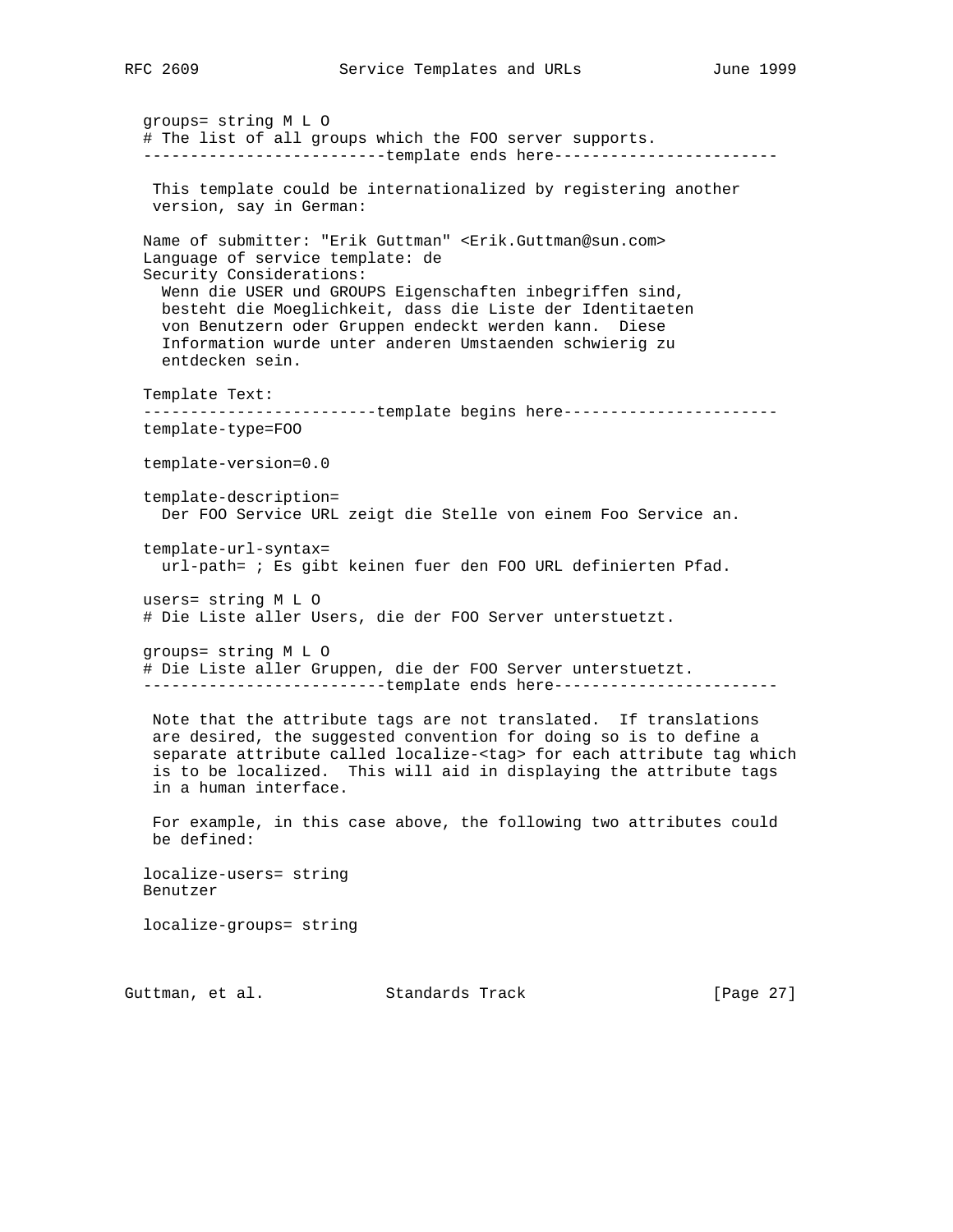```
groups= string M L O
# The list of all groups which the FOO server supports.
--------------------------template ends here------------------------
```

This template could be internationalized by registering another version, say in German:

```
Name of submitter: "Erik Guttman" <Erik.Guttman@sun.com>
Language of service template: de
Security Considerations:
  Wenn die USER und GROUPS Eigenschaften inbegriffen sind,
  besteht die Moeglichkeit, dass die Liste der Identitaeten
  von Benutzern oder Gruppen endeckt werden kann.  Diese
  Information wurde unter anderen Umstaenden schwierig zu
  entdecken sein.

Template Text:
-------------------------template begins here-----------------------
template-type=FOO

template-version=0.0

template-description=
  Der FOO Service URL zeigt die Stelle von einem Foo Service an.

template-url-syntax=
  url-path= ; Es gibt keinen fuer den FOO URL definierten Pfad.

users= string M L O
# Die Liste aller Users, die der FOO Server unterstuetzt.

groups= string M L O
# Die Liste aller Gruppen, die der FOO Server unterstuetzt.
--------------------------template ends here------------------------
```

Note that the attribute tags are not translated. If translations are desired, the suggested convention for doing so is to define a separate attribute called localize-<tag> for each attribute tag which is to be localized. This will aid in displaying the attribute tags in a human interface.

For example, in this case above, the following two attributes could be defined:

```
localize-users= string
Benutzer

localize-groups= string
```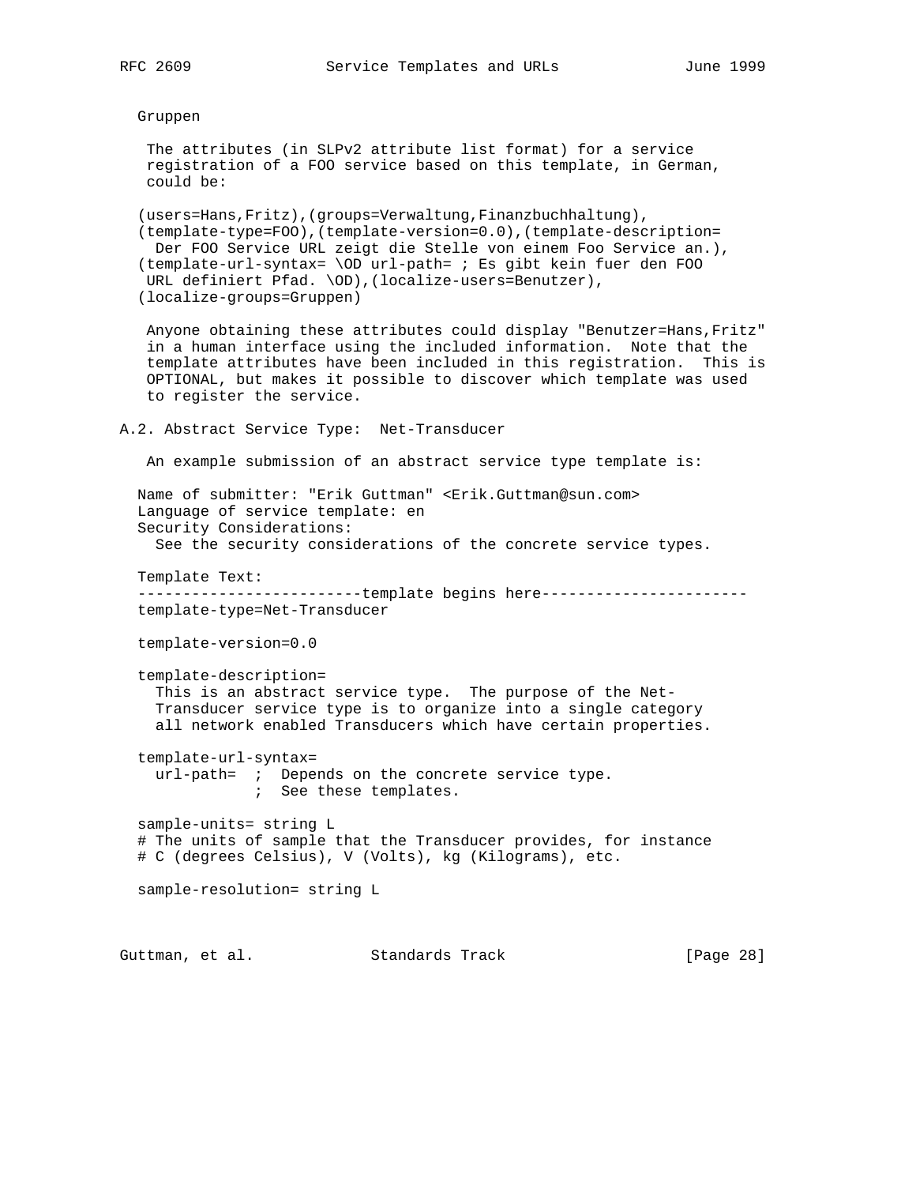Gruppen

The attributes (in SLPv2 attribute list format) for a service registration of a FOO service based on this template, in German, could be:

```
(users=Hans,Fritz),(groups=Verwaltung,Finanzbuchhaltung),
(template-type=FOO),(template-version=0.0),(template-description=
  Der FOO Service URL zeigt die Stelle von einem Foo Service an.),
(template-url-syntax= \OD url-path= ; Es gibt kein fuer den FOO
 URL definiert Pfad. \OD),(localize-users=Benutzer),
(localize-groups=Gruppen)
```

Anyone obtaining these attributes could display "Benutzer=Hans,Fritz" in a human interface using the included information. Note that the template attributes have been included in this registration. This is OPTIONAL, but makes it possible to discover which template was used to register the service.

## A.2. Abstract Service Type: Net-Transducer

An example submission of an abstract service type template is:

```
Name of submitter: "Erik Guttman" <Erik.Guttman@sun.com>
Language of service template: en
Security Considerations:
  See the security considerations of the concrete service types.

Template Text:
-------------------------template begins here-----------------------
template-type=Net-Transducer

template-version=0.0

template-description=
  This is an abstract service type.  The purpose of the Net-
  Transducer service type is to organize into a single category
  all network enabled Transducers which have certain properties.

template-url-syntax=
  url-path=  ;  Depends on the concrete service type.
             ;  See these templates.

sample-units= string L
# The units of sample that the Transducer provides, for instance
# C (degrees Celsius), V (Volts), kg (Kilograms), etc.

sample-resolution= string L
```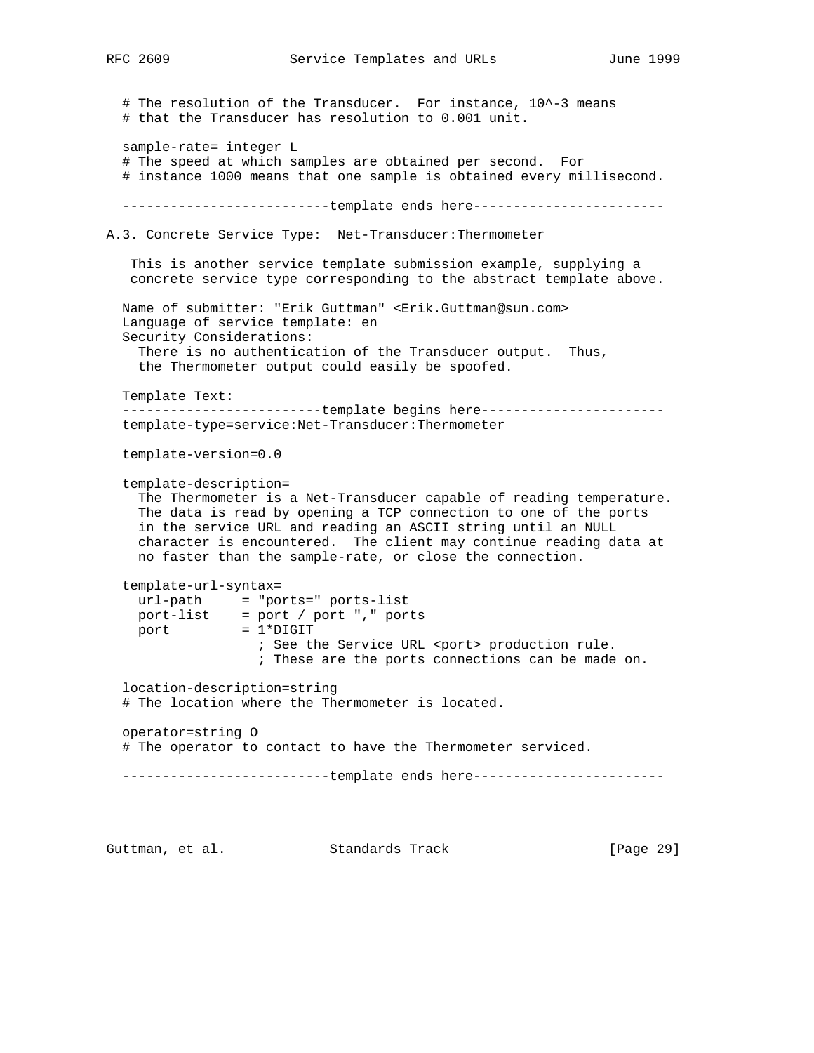```
  # The resolution of the Transducer.  For instance, 10^-3 means
  # that the Transducer has resolution to 0.001 unit.

  sample-rate= integer L
  # The speed at which samples are obtained per second.  For
  # instance 1000 means that one sample is obtained every millisecond.

  --------------------------template ends here------------------------
```

## A.3. Concrete Service Type: Net-Transducer:Thermometer

This is another service template submission example, supplying a concrete service type corresponding to the abstract template above.

Name of submitter: "Erik Guttman" <Erik.Guttman@sun.com>
Language of service template: en
Security Considerations:
  There is no authentication of the Transducer output.  Thus, the Thermometer output could easily be spoofed.

Template Text:

```
  -------------------------template begins here-----------------------
  template-type=service:Net-Transducer:Thermometer

  template-version=0.0

  template-description=
    The Thermometer is a Net-Transducer capable of reading temperature.
    The data is read by opening a TCP connection to one of the ports
    in the service URL and reading an ASCII string until an NULL
    character is encountered.  The client may continue reading data at
    no faster than the sample-rate, or close the connection.

  template-url-syntax=
    url-path     = "ports=" ports-list
    port-list    = port / port "," ports
    port         = 1*DIGIT
                   ; See the Service URL <port> production rule.
                   ; These are the ports connections can be made on.

  location-description=string
  # The location where the Thermometer is located.

  operator=string O
  # The operator to contact to have the Thermometer serviced.

  --------------------------template ends here------------------------
```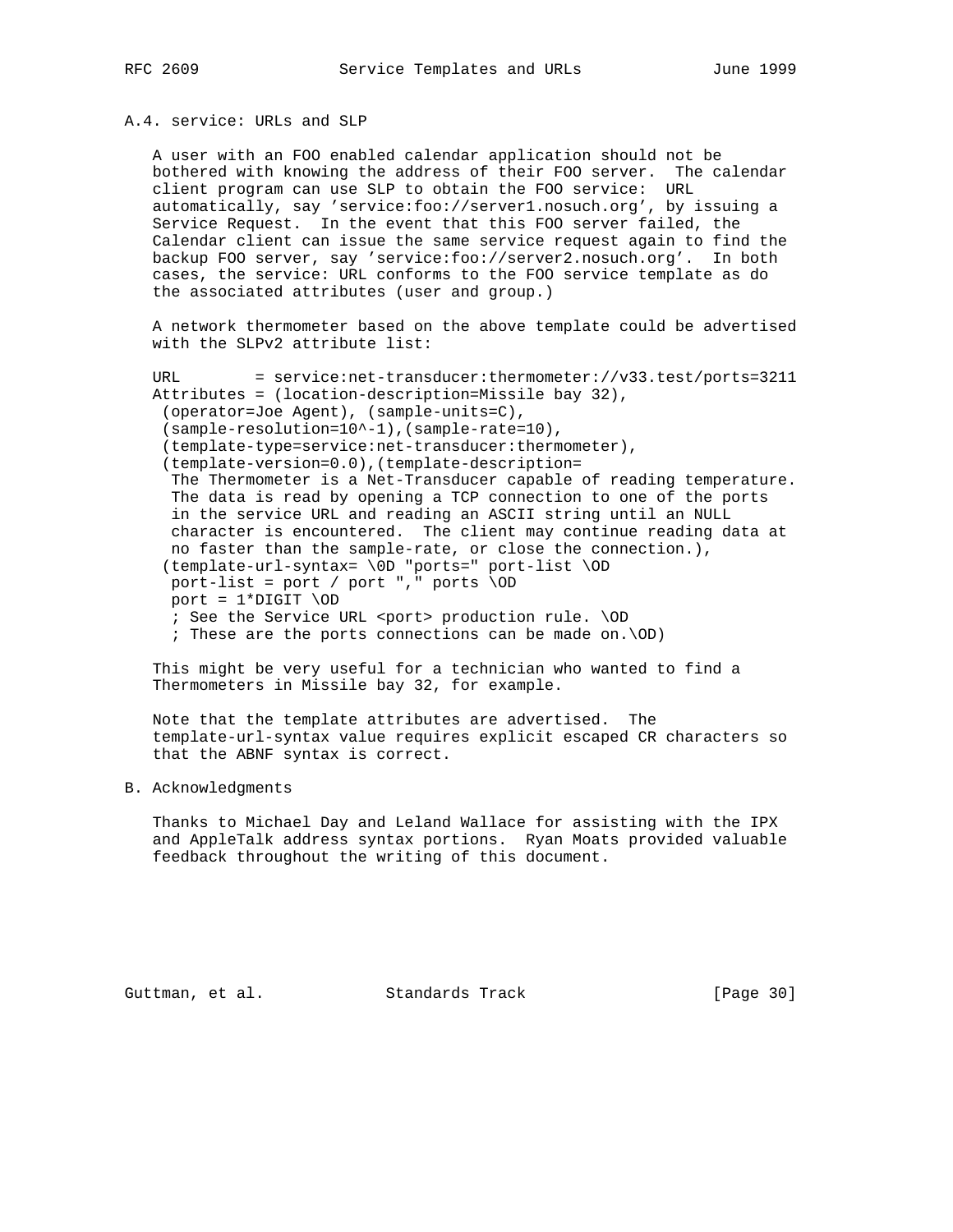## A.4. service: URLs and SLP

A user with an FOO enabled calendar application should not be bothered with knowing the address of their FOO server. The calendar client program can use SLP to obtain the FOO service: URL automatically, say 'service:foo://server1.nosuch.org', by issuing a Service Request. In the event that this FOO server failed, the Calendar client can issue the same service request again to find the backup FOO server, say 'service:foo://server2.nosuch.org'. In both cases, the service: URL conforms to the FOO service template as do the associated attributes (user and group.)

A network thermometer based on the above template could be advertised with the SLPv2 attribute list:

```
URL        = service:net-transducer:thermometer://v33.test/ports=3211
Attributes = (location-description=Missile bay 32),
 (operator=Joe Agent), (sample-units=C),
 (sample-resolution=10^-1),(sample-rate=10),
 (template-type=service:net-transducer:thermometer),
 (template-version=0.0),(template-description=
  The Thermometer is a Net-Transducer capable of reading temperature.
  The data is read by opening a TCP connection to one of the ports
  in the service URL and reading an ASCII string until an NULL
  character is encountered.  The client may continue reading data at
  no faster than the sample-rate, or close the connection.),
 (template-url-syntax= \0D "ports=" port-list \OD
  port-list = port / port "," ports \OD
  port = 1*DIGIT \OD
  ; See the Service URL <port> production rule. \OD
  ; These are the ports connections can be made on.\OD)
```

This might be very useful for a technician who wanted to find a Thermometers in Missile bay 32, for example.

Note that the template attributes are advertised. The template-url-syntax value requires explicit escaped CR characters so that the ABNF syntax is correct.

# B. Acknowledgments

Thanks to Michael Day and Leland Wallace for assisting with the IPX and AppleTalk address syntax portions. Ryan Moats provided valuable feedback throughout the writing of this document.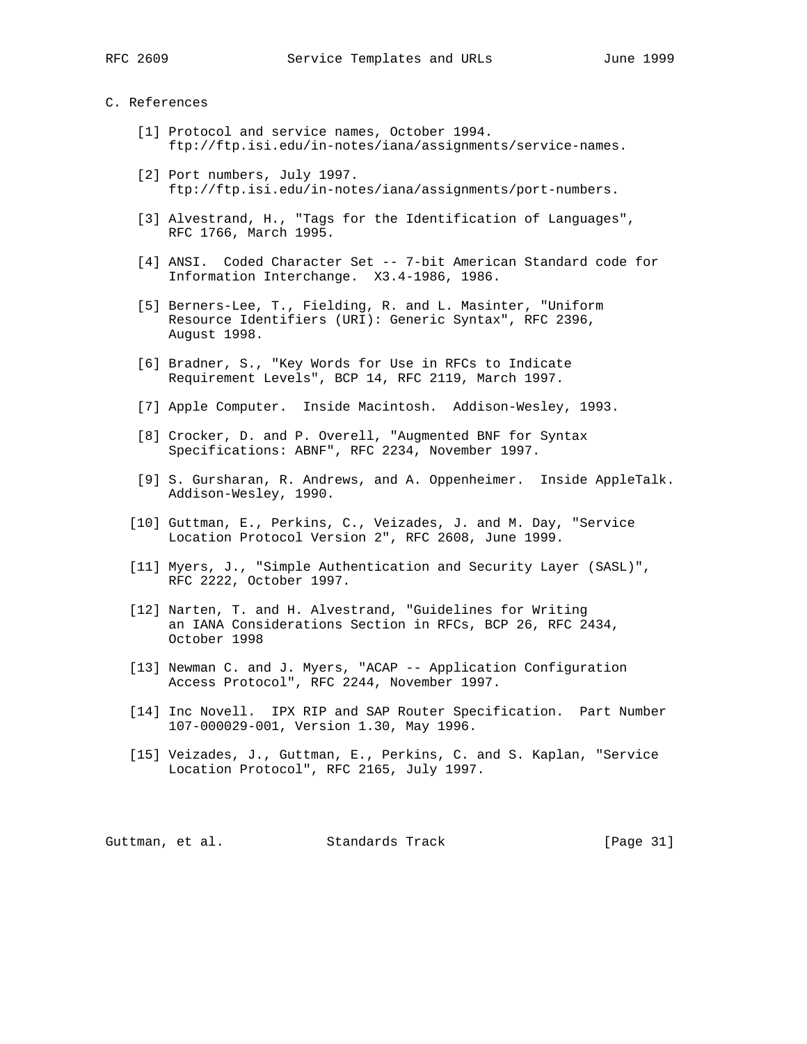## C. References

[1] Protocol and service names, October 1994. ftp://ftp.isi.edu/in-notes/iana/assignments/service-names.

[2] Port numbers, July 1997. ftp://ftp.isi.edu/in-notes/iana/assignments/port-numbers.

[3] Alvestrand, H., "Tags for the Identification of Languages", RFC 1766, March 1995.

[4] ANSI. Coded Character Set -- 7-bit American Standard code for Information Interchange. X3.4-1986, 1986.

[5] Berners-Lee, T., Fielding, R. and L. Masinter, "Uniform Resource Identifiers (URI): Generic Syntax", RFC 2396, August 1998.

[6] Bradner, S., "Key Words for Use in RFCs to Indicate Requirement Levels", BCP 14, RFC 2119, March 1997.

[7] Apple Computer. Inside Macintosh. Addison-Wesley, 1993.

[8] Crocker, D. and P. Overell, "Augmented BNF for Syntax Specifications: ABNF", RFC 2234, November 1997.

[9] S. Gursharan, R. Andrews, and A. Oppenheimer. Inside AppleTalk. Addison-Wesley, 1990.

[10] Guttman, E., Perkins, C., Veizades, J. and M. Day, "Service Location Protocol Version 2", RFC 2608, June 1999.

[11] Myers, J., "Simple Authentication and Security Layer (SASL)", RFC 2222, October 1997.

[12] Narten, T. and H. Alvestrand, "Guidelines for Writing an IANA Considerations Section in RFCs, BCP 26, RFC 2434, October 1998

[13] Newman C. and J. Myers, "ACAP -- Application Configuration Access Protocol", RFC 2244, November 1997.

[14] Inc Novell. IPX RIP and SAP Router Specification. Part Number 107-000029-001, Version 1.30, May 1996.

[15] Veizades, J., Guttman, E., Perkins, C. and S. Kaplan, "Service Location Protocol", RFC 2165, July 1997.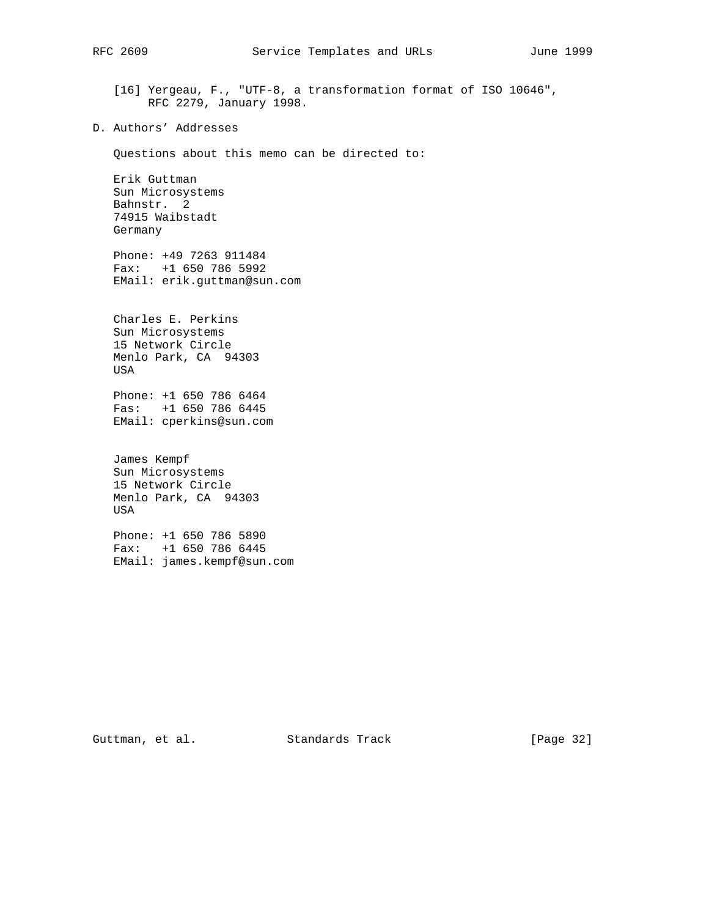[16] Yergeau, F., "UTF-8, a transformation format of ISO 10646", RFC 2279, January 1998.

## D. Authors' Addresses

Questions about this memo can be directed to:

Erik Guttman
Sun Microsystems
Bahnstr.  2
74915 Waibstadt
Germany

Phone: +49 7263 911484
Fax:   +1 650 786 5992
EMail: erik.guttman@sun.com

Charles E. Perkins
Sun Microsystems
15 Network Circle
Menlo Park, CA  94303
USA

Phone: +1 650 786 6464
Fas:   +1 650 786 6445
EMail: cperkins@sun.com

James Kempf
Sun Microsystems
15 Network Circle
Menlo Park, CA  94303
USA

Phone: +1 650 786 5890
Fax:   +1 650 786 6445
EMail: james.kempf@sun.com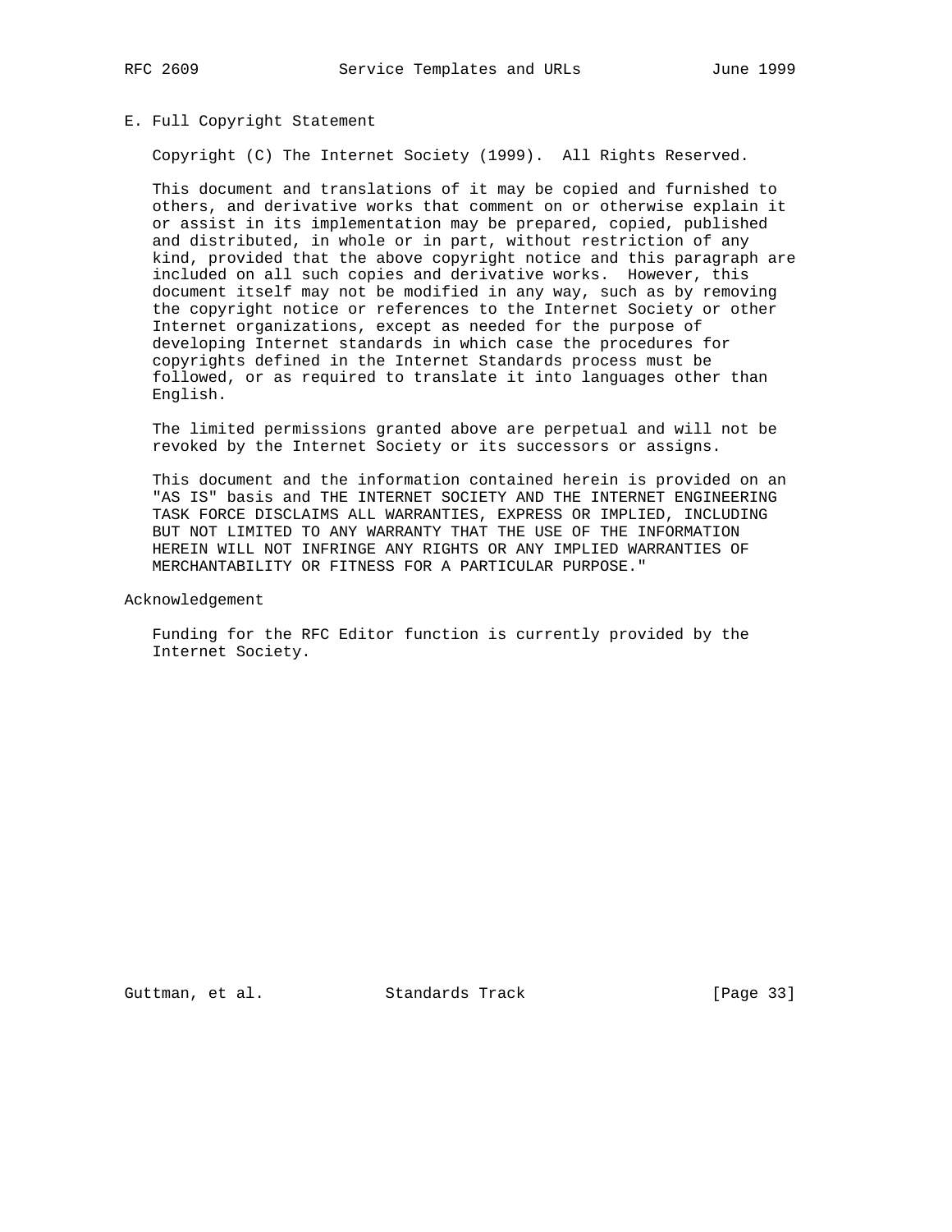## E. Full Copyright Statement

Copyright (C) The Internet Society (1999).  All Rights Reserved.

This document and translations of it may be copied and furnished to others, and derivative works that comment on or otherwise explain it or assist in its implementation may be prepared, copied, published and distributed, in whole or in part, without restriction of any kind, provided that the above copyright notice and this paragraph are included on all such copies and derivative works.  However, this document itself may not be modified in any way, such as by removing the copyright notice or references to the Internet Society or other Internet organizations, except as needed for the purpose of developing Internet standards in which case the procedures for copyrights defined in the Internet Standards process must be followed, or as required to translate it into languages other than English.

The limited permissions granted above are perpetual and will not be revoked by the Internet Society or its successors or assigns.

This document and the information contained herein is provided on an "AS IS" basis and THE INTERNET SOCIETY AND THE INTERNET ENGINEERING TASK FORCE DISCLAIMS ALL WARRANTIES, EXPRESS OR IMPLIED, INCLUDING BUT NOT LIMITED TO ANY WARRANTY THAT THE USE OF THE INFORMATION HEREIN WILL NOT INFRINGE ANY RIGHTS OR ANY IMPLIED WARRANTIES OF MERCHANTABILITY OR FITNESS FOR A PARTICULAR PURPOSE."

## Acknowledgement

Funding for the RFC Editor function is currently provided by the Internet Society.